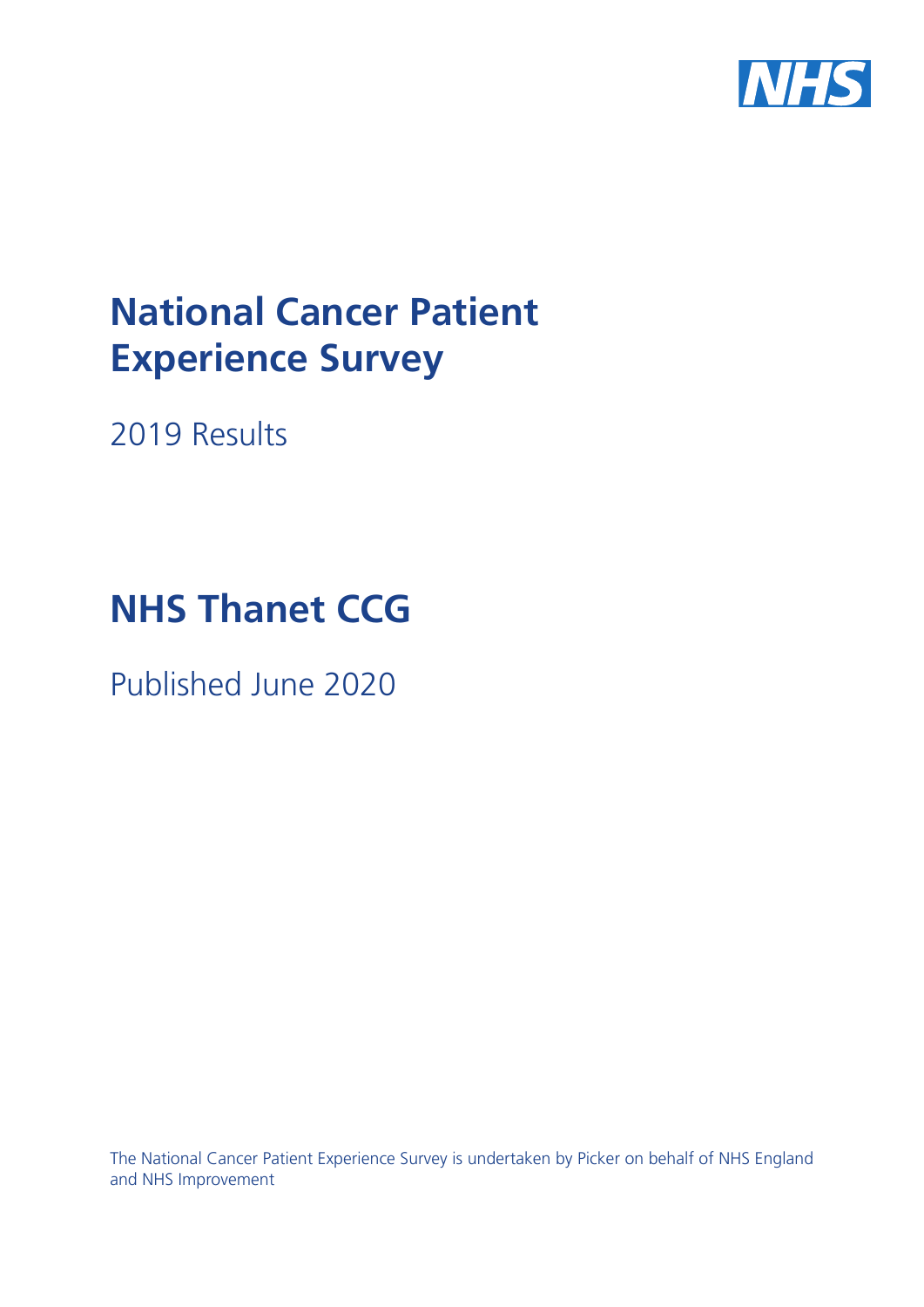# National Cancer Patient Experience Survey

2019 Results

# NHS Thanet CCG

Published June 2020

The National Cancer Patient Experience Survey is undertaken by Picker on behalf of NHS England and NHS Improvement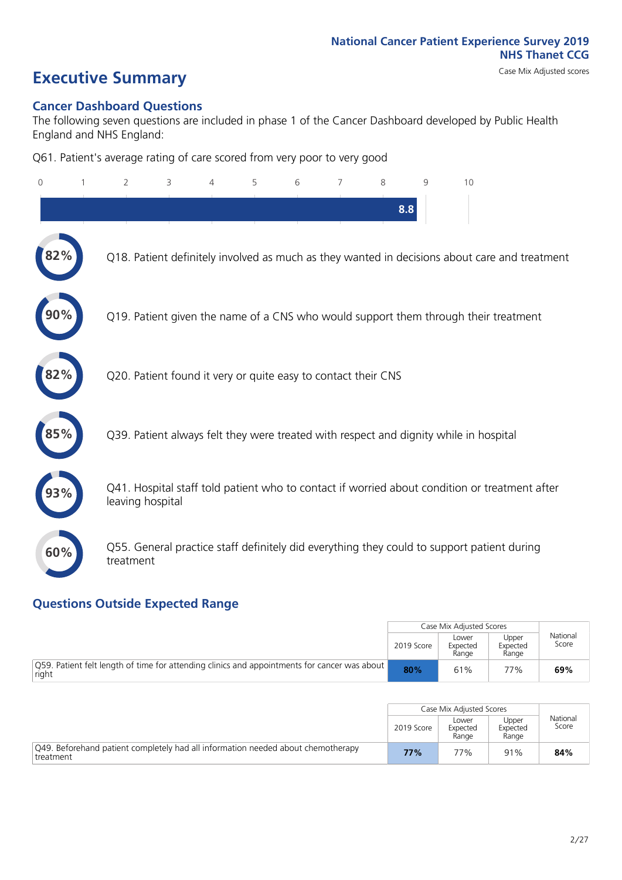National Cancer Patient Experience Survey 2019
NHS Thanet CCG
Case Mix Adjusted scores

# Executive Summary

## Cancer Dashboard Questions

The following seven questions are included in phase 1 of the Cancer Dashboard developed by Public Health England and NHS England:

Q61. Patient's average rating of care scored from very poor to very good

8.8

- 82% Q18. Patient definitely involved as much as they wanted in decisions about care and treatment
- 90% Q19. Patient given the name of a CNS who would support them through their treatment
- 82% Q20. Patient found it very or quite easy to contact their CNS
- 85% Q39. Patient always felt they were treated with respect and dignity while in hospital
- 93% Q41. Hospital staff told patient who to contact if worried about condition or treatment after leaving hospital
- 60% Q55. General practice staff definitely did everything they could to support patient during treatment

## Questions Outside Expected Range

| | Case Mix Adjusted Scores | | | National Score |
|---|---|---|---|---|
| | 2019 Score | Lower Expected Range | Upper Expected Range | |
| Q59. Patient felt length of time for attending clinics and appointments for cancer was about right | **80%** | 61% | 77% | **69%** |

| | Case Mix Adjusted Scores | | | National Score |
|---|---|---|---|---|
| | 2019 Score | Lower Expected Range | Upper Expected Range | |
| Q49. Beforehand patient completely had all information needed about chemotherapy treatment | **77%** | 77% | 91% | **84%** |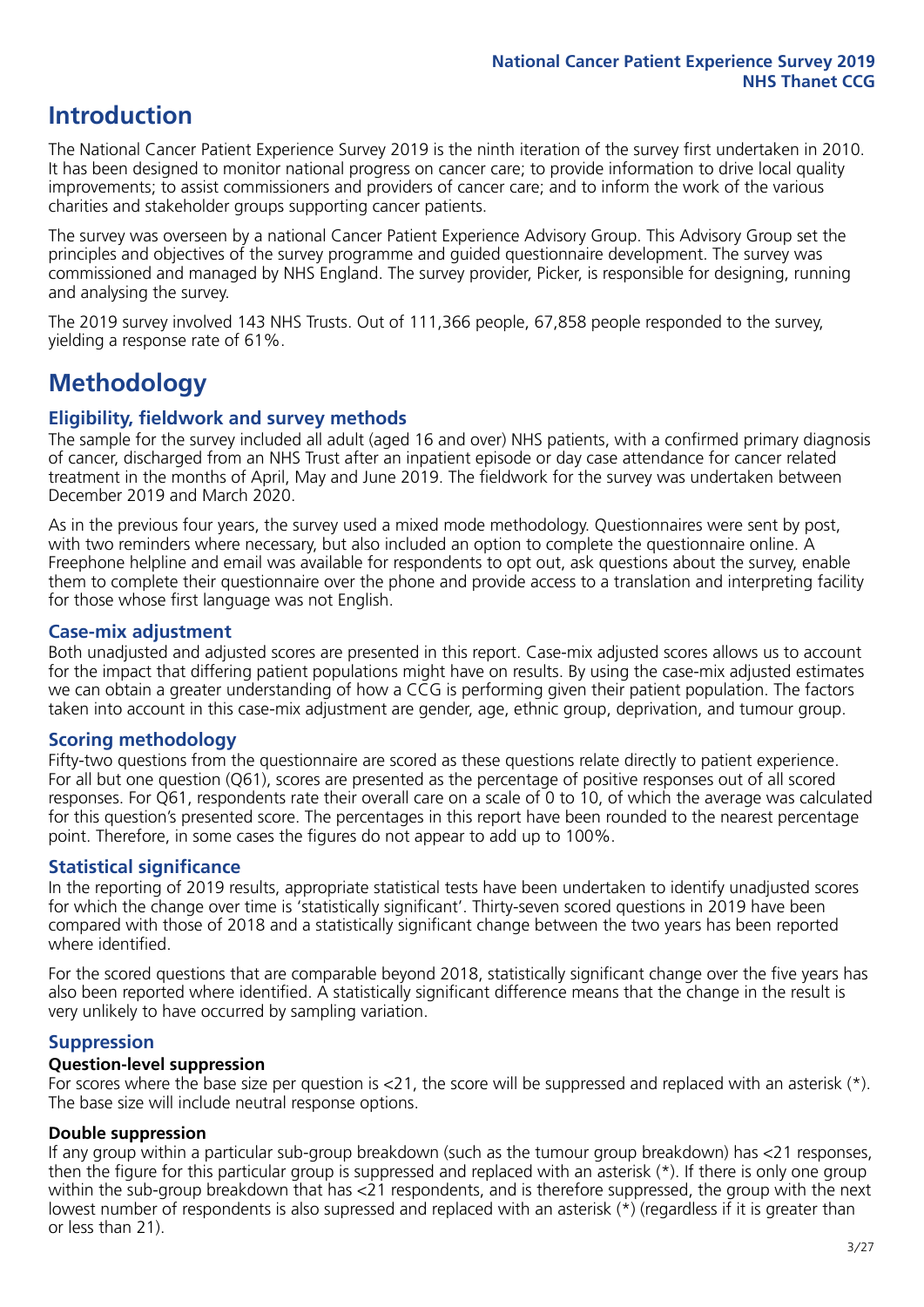# Introduction

The National Cancer Patient Experience Survey 2019 is the ninth iteration of the survey first undertaken in 2010. It has been designed to monitor national progress on cancer care; to provide information to drive local quality improvements; to assist commissioners and providers of cancer care; and to inform the work of the various charities and stakeholder groups supporting cancer patients.

The survey was overseen by a national Cancer Patient Experience Advisory Group. This Advisory Group set the principles and objectives of the survey programme and guided questionnaire development. The survey was commissioned and managed by NHS England. The survey provider, Picker, is responsible for designing, running and analysing the survey.

The 2019 survey involved 143 NHS Trusts. Out of 111,366 people, 67,858 people responded to the survey, yielding a response rate of 61%.

# Methodology

## Eligibility, fieldwork and survey methods

The sample for the survey included all adult (aged 16 and over) NHS patients, with a confirmed primary diagnosis of cancer, discharged from an NHS Trust after an inpatient episode or day case attendance for cancer related treatment in the months of April, May and June 2019. The fieldwork for the survey was undertaken between December 2019 and March 2020.

As in the previous four years, the survey used a mixed mode methodology. Questionnaires were sent by post, with two reminders where necessary, but also included an option to complete the questionnaire online. A Freephone helpline and email was available for respondents to opt out, ask questions about the survey, enable them to complete their questionnaire over the phone and provide access to a translation and interpreting facility for those whose first language was not English.

## Case-mix adjustment

Both unadjusted and adjusted scores are presented in this report. Case-mix adjusted scores allows us to account for the impact that differing patient populations might have on results. By using the case-mix adjusted estimates we can obtain a greater understanding of how a CCG is performing given their patient population. The factors taken into account in this case-mix adjustment are gender, age, ethnic group, deprivation, and tumour group.

## Scoring methodology

Fifty-two questions from the questionnaire are scored as these questions relate directly to patient experience. For all but one question (Q61), scores are presented as the percentage of positive responses out of all scored responses. For Q61, respondents rate their overall care on a scale of 0 to 10, of which the average was calculated for this question's presented score. The percentages in this report have been rounded to the nearest percentage point. Therefore, in some cases the figures do not appear to add up to 100%.

## Statistical significance

In the reporting of 2019 results, appropriate statistical tests have been undertaken to identify unadjusted scores for which the change over time is 'statistically significant'. Thirty-seven scored questions in 2019 have been compared with those of 2018 and a statistically significant change between the two years has been reported where identified.

For the scored questions that are comparable beyond 2018, statistically significant change over the five years has also been reported where identified. A statistically significant difference means that the change in the result is very unlikely to have occurred by sampling variation.

## Suppression

### Question-level suppression

For scores where the base size per question is <21, the score will be suppressed and replaced with an asterisk (*). The base size will include neutral response options.

### Double suppression

If any group within a particular sub-group breakdown (such as the tumour group breakdown) has <21 responses, then the figure for this particular group is suppressed and replaced with an asterisk (*). If there is only one group within the sub-group breakdown that has <21 respondents, and is therefore suppressed, the group with the next lowest number of respondents is also supressed and replaced with an asterisk (*) (regardless if it is greater than or less than 21).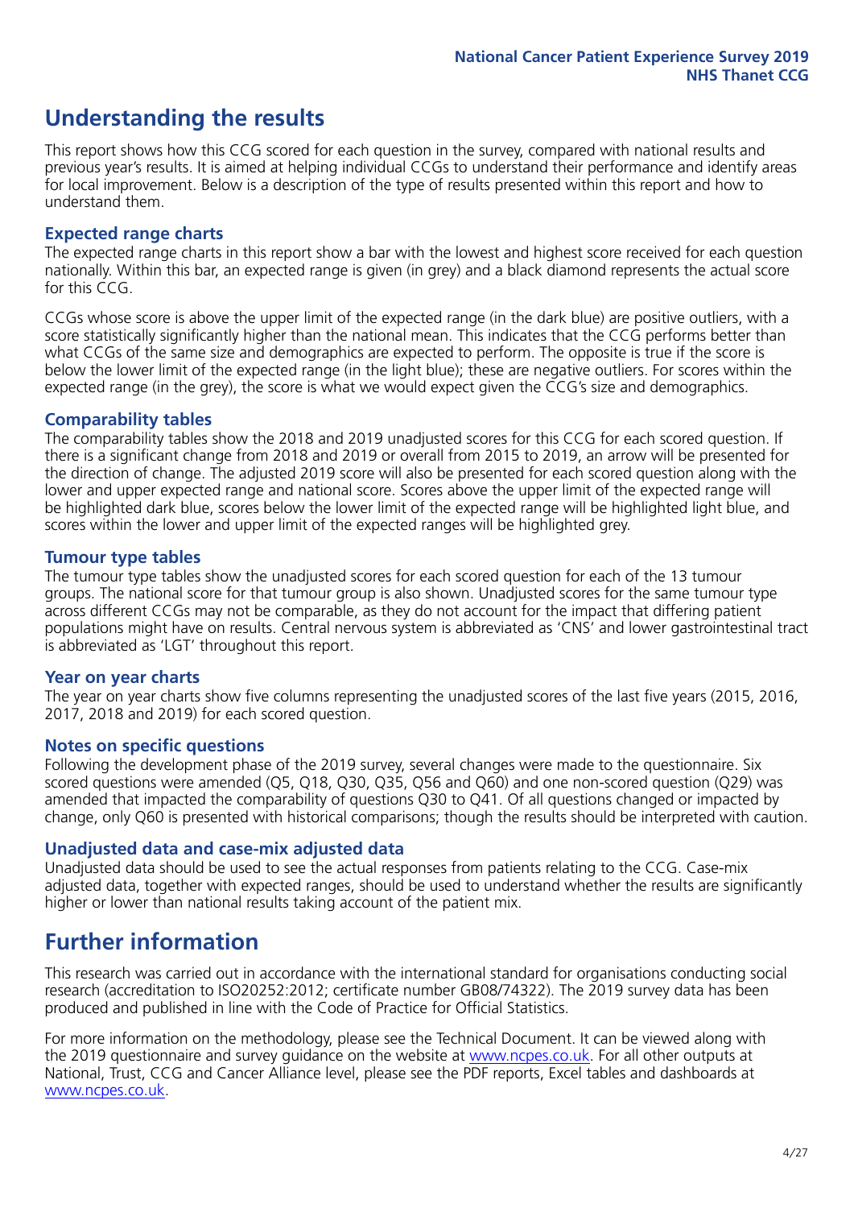## Understanding the results

This report shows how this CCG scored for each question in the survey, compared with national results and previous year's results. It is aimed at helping individual CCGs to understand their performance and identify areas for local improvement. Below is a description of the type of results presented within this report and how to understand them.

### Expected range charts

The expected range charts in this report show a bar with the lowest and highest score received for each question nationally. Within this bar, an expected range is given (in grey) and a black diamond represents the actual score for this CCG.

CCGs whose score is above the upper limit of the expected range (in the dark blue) are positive outliers, with a score statistically significantly higher than the national mean. This indicates that the CCG performs better than what CCGs of the same size and demographics are expected to perform. The opposite is true if the score is below the lower limit of the expected range (in the light blue); these are negative outliers. For scores within the expected range (in the grey), the score is what we would expect given the CCG's size and demographics.

### Comparability tables

The comparability tables show the 2018 and 2019 unadjusted scores for this CCG for each scored question. If there is a significant change from 2018 and 2019 or overall from 2015 to 2019, an arrow will be presented for the direction of change. The adjusted 2019 score will also be presented for each scored question along with the lower and upper expected range and national score. Scores above the upper limit of the expected range will be highlighted dark blue, scores below the lower limit of the expected range will be highlighted light blue, and scores within the lower and upper limit of the expected ranges will be highlighted grey.

### Tumour type tables

The tumour type tables show the unadjusted scores for each scored question for each of the 13 tumour groups. The national score for that tumour group is also shown. Unadjusted scores for the same tumour type across different CCGs may not be comparable, as they do not account for the impact that differing patient populations might have on results. Central nervous system is abbreviated as 'CNS' and lower gastrointestinal tract is abbreviated as 'LGT' throughout this report.

### Year on year charts

The year on year charts show five columns representing the unadjusted scores of the last five years (2015, 2016, 2017, 2018 and 2019) for each scored question.

### Notes on specific questions

Following the development phase of the 2019 survey, several changes were made to the questionnaire. Six scored questions were amended (Q5, Q18, Q30, Q35, Q56 and Q60) and one non-scored question (Q29) was amended that impacted the comparability of questions Q30 to Q41. Of all questions changed or impacted by change, only Q60 is presented with historical comparisons; though the results should be interpreted with caution.

### Unadjusted data and case-mix adjusted data

Unadjusted data should be used to see the actual responses from patients relating to the CCG. Case-mix adjusted data, together with expected ranges, should be used to understand whether the results are significantly higher or lower than national results taking account of the patient mix.

## Further information

This research was carried out in accordance with the international standard for organisations conducting social research (accreditation to ISO20252:2012; certificate number GB08/74322). The 2019 survey data has been produced and published in line with the Code of Practice for Official Statistics.

For more information on the methodology, please see the Technical Document. It can be viewed along with the 2019 questionnaire and survey guidance on the website at www.ncpes.co.uk. For all other outputs at National, Trust, CCG and Cancer Alliance level, please see the PDF reports, Excel tables and dashboards at www.ncpes.co.uk.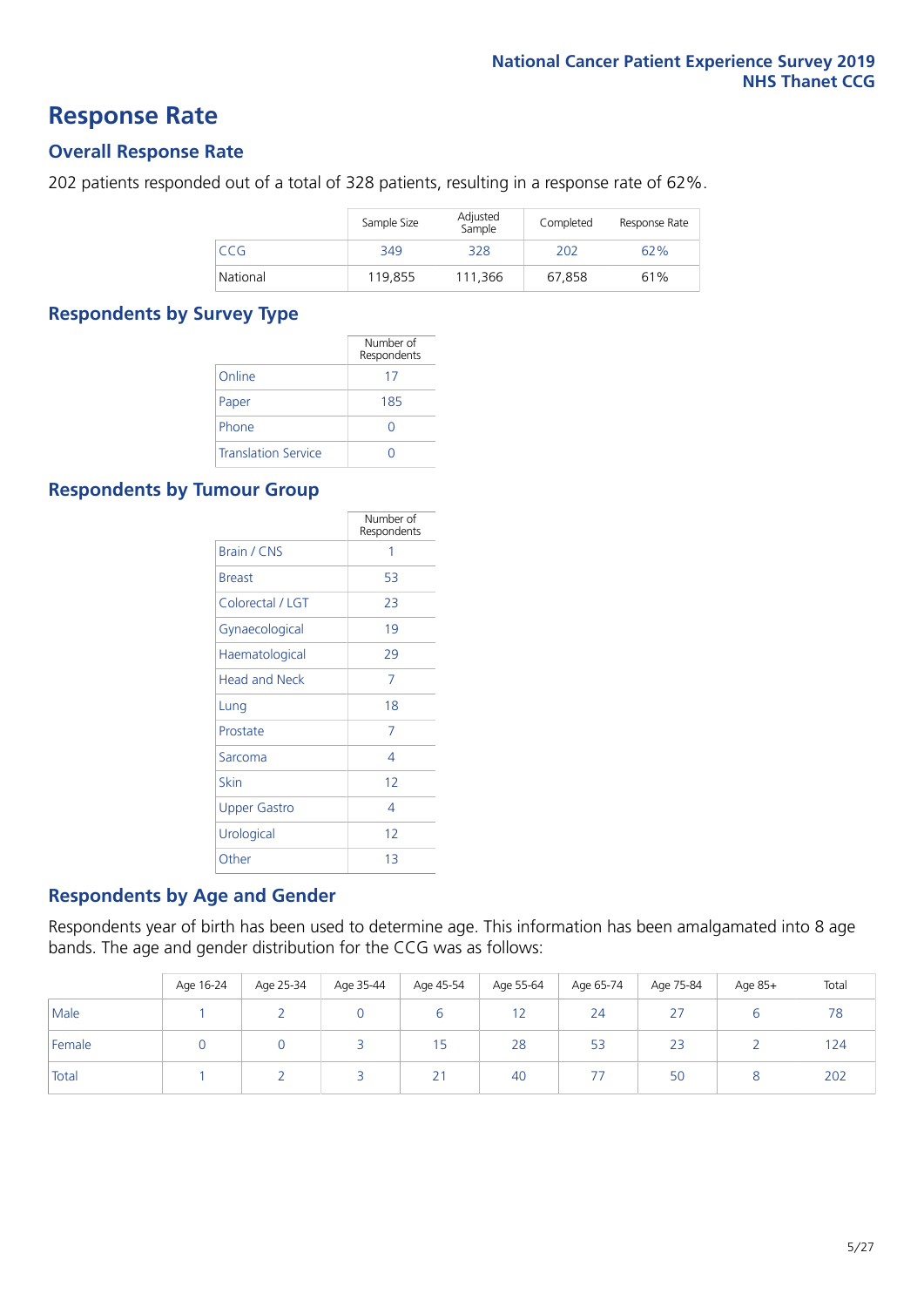# Response Rate

## Overall Response Rate

202 patients responded out of a total of 328 patients, resulting in a response rate of 62%.

| | Sample Size | Adjusted Sample | Completed | Response Rate |
|---|---|---|---|---|
| CCG | 349 | 328 | 202 | 62% |
| National | 119,855 | 111,366 | 67,858 | 61% |

## Respondents by Survey Type

| | Number of Respondents |
|---|---|
| Online | 17 |
| Paper | 185 |
| Phone | 0 |
| Translation Service | 0 |

## Respondents by Tumour Group

| | Number of Respondents |
|---|---|
| Brain / CNS | 1 |
| Breast | 53 |
| Colorectal / LGT | 23 |
| Gynaecological | 19 |
| Haematological | 29 |
| Head and Neck | 7 |
| Lung | 18 |
| Prostate | 7 |
| Sarcoma | 4 |
| Skin | 12 |
| Upper Gastro | 4 |
| Urological | 12 |
| Other | 13 |

## Respondents by Age and Gender

Respondents year of birth has been used to determine age. This information has been amalgamated into 8 age bands. The age and gender distribution for the CCG was as follows:

| | Age 16-24 | Age 25-34 | Age 35-44 | Age 45-54 | Age 55-64 | Age 65-74 | Age 75-84 | Age 85+ | Total |
|---|---|---|---|---|---|---|---|---|---|
| Male | 1 | 2 | 0 | 6 | 12 | 24 | 27 | 6 | 78 |
| Female | 0 | 0 | 3 | 15 | 28 | 53 | 23 | 2 | 124 |
| Total | 1 | 2 | 3 | 21 | 40 | 77 | 50 | 8 | 202 |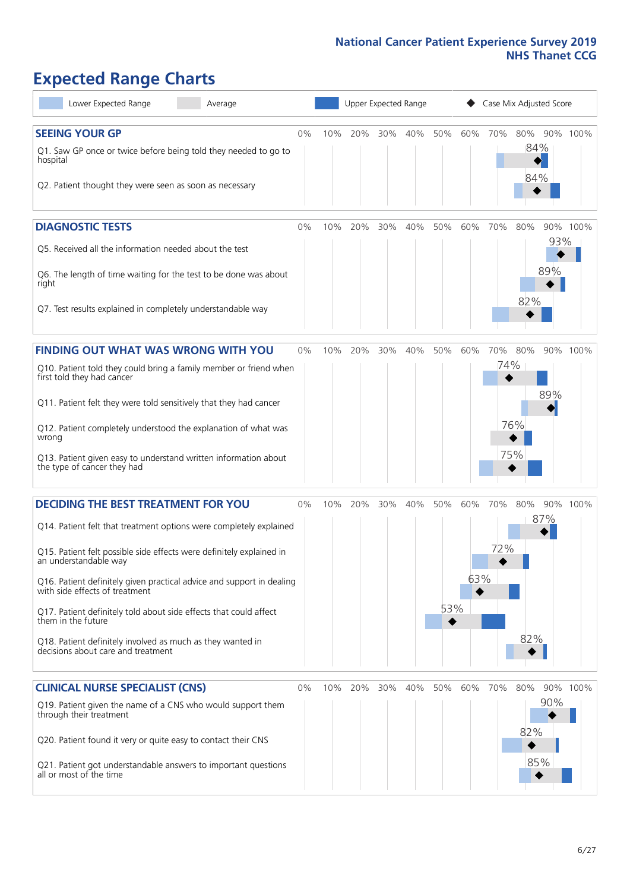National Cancer Patient Experience Survey 2019
NHS Thanet CCG

# Expected Range Charts

Lower Expected Range | Average | Upper Expected Range | Case Mix Adjusted Score

## SEEING YOUR GP

| Question | Case Mix Adjusted Score |
|---|---|
| Q1. Saw GP once or twice before being told they needed to go to hospital | 84% |
| Q2. Patient thought they were seen as soon as necessary | 84% |

## DIAGNOSTIC TESTS

| Question | Case Mix Adjusted Score |
|---|---|
| Q5. Received all the information needed about the test | 93% |
| Q6. The length of time waiting for the test to be done was about right | 89% |
| Q7. Test results explained in completely understandable way | 82% |

## FINDING OUT WHAT WAS WRONG WITH YOU

| Question | Case Mix Adjusted Score |
|---|---|
| Q10. Patient told they could bring a family member or friend when first told they had cancer | 74% |
| Q11. Patient felt they were told sensitively that they had cancer | 89% |
| Q12. Patient completely understood the explanation of what was wrong | 76% |
| Q13. Patient given easy to understand written information about the type of cancer they had | 75% |

## DECIDING THE BEST TREATMENT FOR YOU

| Question | Case Mix Adjusted Score |
|---|---|
| Q14. Patient felt that treatment options were completely explained | 87% |
| Q15. Patient felt possible side effects were definitely explained in an understandable way | 72% |
| Q16. Patient definitely given practical advice and support in dealing with side effects of treatment | 63% |
| Q17. Patient definitely told about side effects that could affect them in the future | 53% |
| Q18. Patient definitely involved as much as they wanted in decisions about care and treatment | 82% |

## CLINICAL NURSE SPECIALIST (CNS)

| Question | Case Mix Adjusted Score |
|---|---|
| Q19. Patient given the name of a CNS who would support them through their treatment | 90% |
| Q20. Patient found it very or quite easy to contact their CNS | 82% |
| Q21. Patient got understandable answers to important questions all or most of the time | 85% |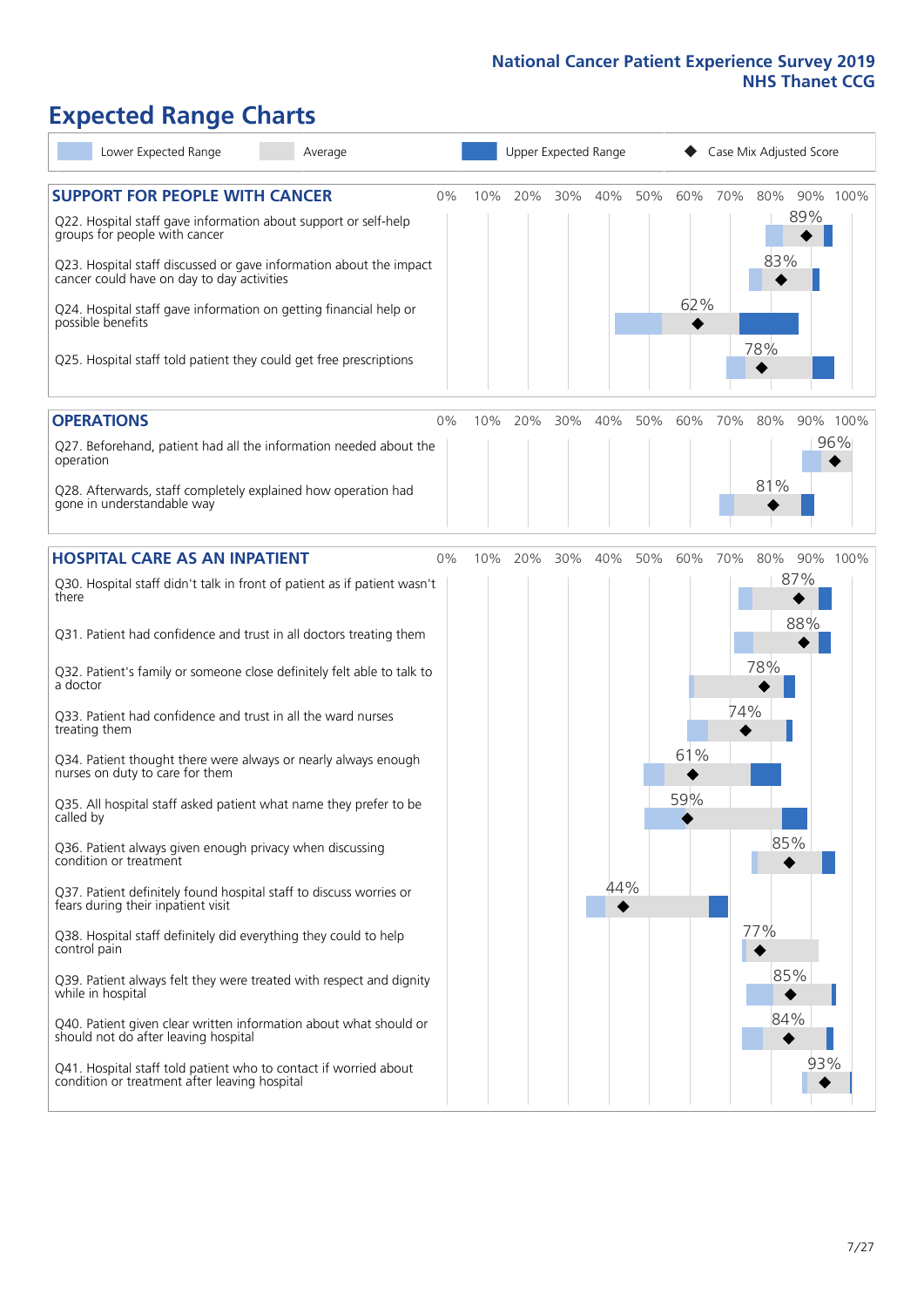National Cancer Patient Experience Survey 2019
NHS Thanet CCG

# Expected Range Charts

Lower Expected Range | Average | Upper Expected Range | Case Mix Adjusted Score

## SUPPORT FOR PEOPLE WITH CANCER

| Question | Case Mix Adjusted Score |
|---|---|
| Q22. Hospital staff gave information about support or self-help groups for people with cancer | 89% |
| Q23. Hospital staff discussed or gave information about the impact cancer could have on day to day activities | 83% |
| Q24. Hospital staff gave information on getting financial help or possible benefits | 62% |
| Q25. Hospital staff told patient they could get free prescriptions | 78% |

## OPERATIONS

| Question | Case Mix Adjusted Score |
|---|---|
| Q27. Beforehand, patient had all the information needed about the operation | 96% |
| Q28. Afterwards, staff completely explained how operation had gone in understandable way | 81% |

## HOSPITAL CARE AS AN INPATIENT

| Question | Case Mix Adjusted Score |
|---|---|
| Q30. Hospital staff didn't talk in front of patient as if patient wasn't there | 87% |
| Q31. Patient had confidence and trust in all doctors treating them | 88% |
| Q32. Patient's family or someone close definitely felt able to talk to a doctor | 78% |
| Q33. Patient had confidence and trust in all the ward nurses treating them | 74% |
| Q34. Patient thought there were always or nearly always enough nurses on duty to care for them | 61% |
| Q35. All hospital staff asked patient what name they prefer to be called by | 59% |
| Q36. Patient always given enough privacy when discussing condition or treatment | 85% |
| Q37. Patient definitely found hospital staff to discuss worries or fears during their inpatient visit | 44% |
| Q38. Hospital staff definitely did everything they could to help control pain | 77% |
| Q39. Patient always felt they were treated with respect and dignity while in hospital | 85% |
| Q40. Patient given clear written information about what should or should not do after leaving hospital | 84% |
| Q41. Hospital staff told patient who to contact if worried about condition or treatment after leaving hospital | 93% |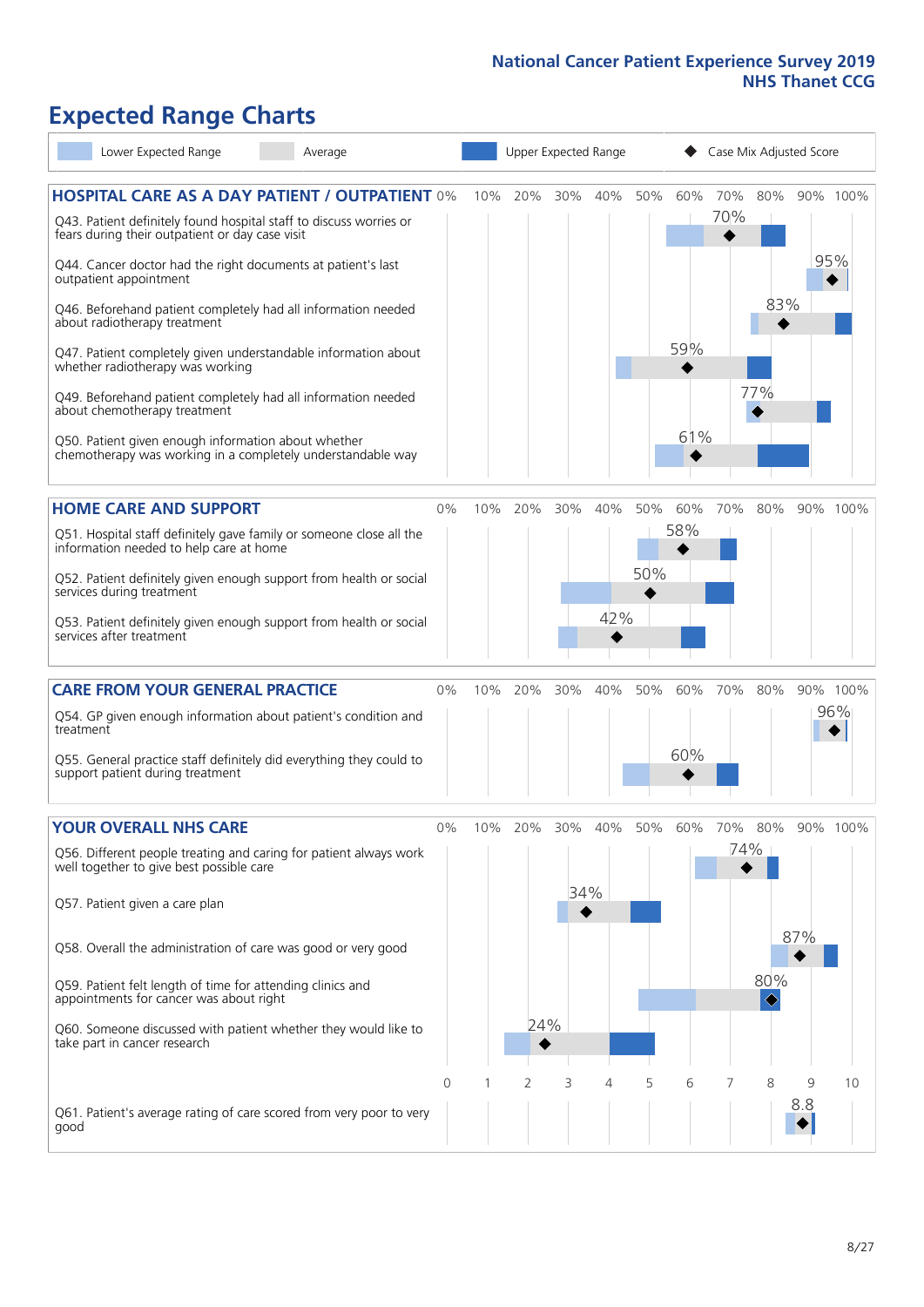# Expected Range Charts

Lower Expected Range | Average | Upper Expected Range | Case Mix Adjusted Score

## HOSPITAL CARE AS A DAY PATIENT / OUTPATIENT

| Question | Case Mix Adjusted Score |
|---|---|
| Q43. Patient definitely found hospital staff to discuss worries or fears during their outpatient or day case visit | 70% |
| Q44. Cancer doctor had the right documents at patient's last outpatient appointment | 95% |
| Q46. Beforehand patient completely had all information needed about radiotherapy treatment | 83% |
| Q47. Patient completely given understandable information about whether radiotherapy treatment was working | 59% |
| Q49. Beforehand patient completely had all information needed about chemotherapy treatment | 77% |
| Q50. Patient given enough information about whether chemotherapy treatment was working in a completely understandable way | 61% |

## HOME CARE AND SUPPORT

| Question | Case Mix Adjusted Score |
|---|---|
| Q51. Hospital staff definitely gave family or someone close all the information needed to help care at home | 58% |
| Q52. Patient definitely given enough support from health or social services during treatment | 50% |
| Q53. Patient definitely given enough support from health or social services after treatment | 42% |

## CARE FROM YOUR GENERAL PRACTICE

| Question | Case Mix Adjusted Score |
|---|---|
| Q54. GP given enough information about patient's condition and treatment | 96% |
| Q55. General practice staff definitely did everything they could to support patient during treatment | 60% |

## YOUR OVERALL NHS CARE

| Question | Case Mix Adjusted Score |
|---|---|
| Q56. Different people treating and caring for patient always work well together to give best possible care | 74% |
| Q57. Patient given a care plan | 34% |
| Q58. Overall the administration of care was good or very good | 87% |
| Q59. Patient felt length of time for attending clinics and appointments for cancer was about right | 80% |
| Q60. Someone discussed with patient whether they would like to take part in cancer research | 24% |
| Q61. Patient's average rating of care scored from very poor to very good | 8.8 |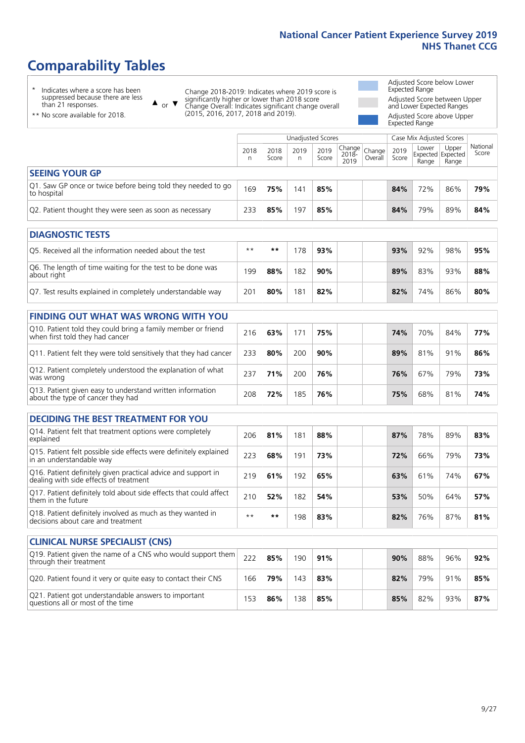# Comparability Tables

\* Indicates where a score has been suppressed because there are less than 21 responses.

\*\* No score available for 2018.

▲ or ▼ Change 2018-2019: Indicates where 2019 score is significantly higher or lower than 2018 score. Change Overall: Indicates significant change overall (2015, 2016, 2017, 2018 and 2019).

Adjusted Score below Lower Expected Range

Adjusted Score between Upper and Lower Expected Ranges

Adjusted Score above Upper Expected Range

| | Unadjusted Scores | | | | | | Case Mix Adjusted Scores | | | |
|---|---|---|---|---|---|---|---|---|---|---|
| | 2018 n | 2018 Score | 2019 n | 2019 Score | Change 2018-2019 | Change Overall | 2019 Score | Lower Expected Range | Upper Expected Range | National Score |
| **SEEING YOUR GP** | | | | | | | | | | |
| Q1. Saw GP once or twice before being told they needed to go to hospital | 169 | **75%** | 141 | **85%** | | | **84%** | 72% | 86% | **79%** |
| Q2. Patient thought they were seen as soon as necessary | 233 | **85%** | 197 | **85%** | | | **84%** | 79% | 89% | **84%** |
| **DIAGNOSTIC TESTS** | | | | | | | | | | |
| Q5. Received all the information needed about the test | ** | ** | 178 | **93%** | | | **93%** | 92% | 98% | **95%** |
| Q6. The length of time waiting for the test to be done was about right | 199 | **88%** | 182 | **90%** | | | **89%** | 83% | 93% | **88%** |
| Q7. Test results explained in completely understandable way | 201 | **80%** | 181 | **82%** | | | **82%** | 74% | 86% | **80%** |
| **FINDING OUT WHAT WAS WRONG WITH YOU** | | | | | | | | | | |
| Q10. Patient told they could bring a family member or friend when first told they had cancer | 216 | **63%** | 171 | **75%** | | | **74%** | 70% | 84% | **77%** |
| Q11. Patient felt they were told sensitively that they had cancer | 233 | **80%** | 200 | **90%** | | | **89%** | 81% | 91% | **86%** |
| Q12. Patient completely understood the explanation of what was wrong | 237 | **71%** | 200 | **76%** | | | **76%** | 67% | 79% | **73%** |
| Q13. Patient given easy to understand written information about the type of cancer they had | 208 | **72%** | 185 | **76%** | | | **75%** | 68% | 81% | **74%** |
| **DECIDING THE BEST TREATMENT FOR YOU** | | | | | | | | | | |
| Q14. Patient felt that treatment options were completely explained | 206 | **81%** | 181 | **88%** | | | **87%** | 78% | 89% | **83%** |
| Q15. Patient felt possible side effects were definitely explained in an understandable way | 223 | **68%** | 191 | **73%** | | | **72%** | 66% | 79% | **73%** |
| Q16. Patient definitely given practical advice and support in dealing with side effects of treatment | 219 | **61%** | 192 | **65%** | | | **63%** | 61% | 74% | **67%** |
| Q17. Patient definitely told about side effects that could affect them in the future | 210 | **52%** | 182 | **54%** | | | **53%** | 50% | 64% | **57%** |
| Q18. Patient definitely involved as much as they wanted in decisions about care and treatment | ** | ** | 198 | **83%** | | | **82%** | 76% | 87% | **81%** |
| **CLINICAL NURSE SPECIALIST (CNS)** | | | | | | | | | | |
| Q19. Patient given the name of a CNS who would support them through their treatment | 222 | **85%** | 190 | **91%** | | | **90%** | 88% | 96% | **92%** |
| Q20. Patient found it very or quite easy to contact their CNS | 166 | **79%** | 143 | **83%** | | | **82%** | 79% | 91% | **85%** |
| Q21. Patient got understandable answers to important questions all or most of the time | 153 | **86%** | 138 | **85%** | | | **85%** | 82% | 93% | **87%** |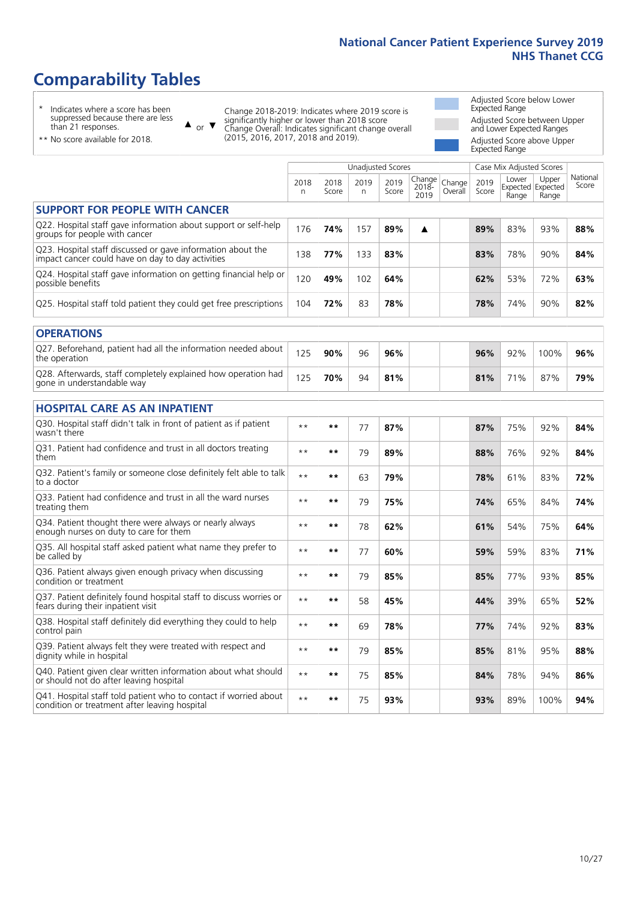# Comparability Tables

\* Indicates where a score has been suppressed because there are less than 21 responses.

\*\* No score available for 2018.

▲ or ▼ Change 2018-2019: Indicates where 2019 score is significantly higher or lower than 2018 score. Change Overall: Indicates significant change overall (2015, 2016, 2017, 2018 and 2019).

Adjusted Score below Lower Expected Range

Adjusted Score between Upper and Lower Expected Ranges

Adjusted Score above Upper Expected Range

| | Unadjusted Scores | | | | | | Case Mix Adjusted Scores | | | |
|---|---|---|---|---|---|---|---|---|---|---|
| | 2018 n | 2018 Score | 2019 n | 2019 Score | Change 2018-2019 | Change Overall | 2019 Score | Lower Expected Range | Upper Expected Range | National Score |
| **SUPPORT FOR PEOPLE WITH CANCER** | | | | | | | | | | |
| Q22. Hospital staff gave information about support or self-help groups for people with cancer | 176 | 74% | 157 | 89% | ▲ | | 89% | 83% | 93% | 88% |
| Q23. Hospital staff discussed or gave information about the impact cancer could have on day to day activities | 138 | 77% | 133 | 83% | | | 83% | 78% | 90% | 84% |
| Q24. Hospital staff gave information on getting financial help or possible benefits | 120 | 49% | 102 | 64% | | | 62% | 53% | 72% | 63% |
| Q25. Hospital staff told patient they could get free prescriptions | 104 | 72% | 83 | 78% | | | 78% | 74% | 90% | 82% |
| **OPERATIONS** | | | | | | | | | | |
| Q27. Beforehand, patient had all the information needed about the operation | 125 | 90% | 96 | 96% | | | 96% | 92% | 100% | 96% |
| Q28. Afterwards, staff completely explained how operation had gone in understandable way | 125 | 70% | 94 | 81% | | | 81% | 71% | 87% | 79% |
| **HOSPITAL CARE AS AN INPATIENT** | | | | | | | | | | |
| Q30. Hospital staff didn't talk in front of patient as if patient wasn't there | ** | ** | 77 | 87% | | | 87% | 75% | 92% | 84% |
| Q31. Patient had confidence and trust in all doctors treating them | ** | ** | 79 | 89% | | | 88% | 76% | 92% | 84% |
| Q32. Patient's family or someone close definitely felt able to talk to a doctor | ** | ** | 63 | 79% | | | 78% | 61% | 83% | 72% |
| Q33. Patient had confidence and trust in all the ward nurses treating them | ** | ** | 79 | 75% | | | 74% | 65% | 84% | 74% |
| Q34. Patient thought there were always or nearly always enough nurses on duty to care for them | ** | ** | 78 | 62% | | | 61% | 54% | 75% | 64% |
| Q35. All hospital staff asked patient what name they prefer to be called by | ** | ** | 77 | 60% | | | 59% | 59% | 83% | 71% |
| Q36. Patient always given enough privacy when discussing condition or treatment | ** | ** | 79 | 85% | | | 85% | 77% | 93% | 85% |
| Q37. Patient definitely found hospital staff to discuss worries or fears during their inpatient visit | ** | ** | 58 | 45% | | | 44% | 39% | 65% | 52% |
| Q38. Hospital staff definitely did everything they could to help control pain | ** | ** | 69 | 78% | | | 77% | 74% | 92% | 83% |
| Q39. Patient always felt they were treated with respect and dignity while in hospital | ** | ** | 79 | 85% | | | 85% | 81% | 95% | 88% |
| Q40. Patient given clear written information about what should or should not do after leaving hospital | ** | ** | 75 | 85% | | | 84% | 78% | 94% | 86% |
| Q41. Hospital staff told patient who to contact if worried about condition or treatment after leaving hospital | ** | ** | 75 | 93% | | | 93% | 89% | 100% | 94% |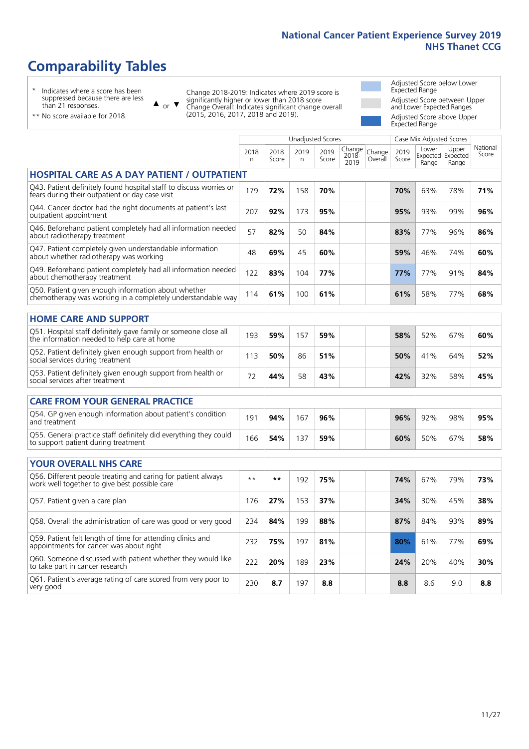# Comparability Tables

- \* Indicates where a score has been suppressed because there are less than 21 responses.
- \*\* No score available for 2018.

▲ or ▼ Change 2018-2019: Indicates where 2019 score is significantly higher or lower than 2018 score. Change Overall: Indicates significant change overall (2015, 2016, 2017, 2018 and 2019).

- Adjusted Score below Lower Expected Range
- Adjusted Score between Upper and Lower Expected Ranges
- Adjusted Score above Upper Expected Range

| | Unadjusted Scores | | | | | | Case Mix Adjusted Scores | | | |
|---|---|---|---|---|---|---|---|---|---|---|
| | 2018 n | 2018 Score | 2019 n | 2019 Score | Change 2018-2019 | Change Overall | 2019 Score | Lower Expected Range | Upper Expected Range | National Score |
| **HOSPITAL CARE AS A DAY PATIENT / OUTPATIENT** | | | | | | | | | | |
| Q43. Patient definitely found hospital staff to discuss worries or fears during their outpatient or day case visit | 179 | **72%** | 158 | **70%** | | | **70%** | 63% | 78% | **71%** |
| Q44. Cancer doctor had the right documents at patient's last outpatient appointment | 207 | **92%** | 173 | **95%** | | | **95%** | 93% | 99% | **96%** |
| Q46. Beforehand patient completely had all information needed about radiotherapy treatment | 57 | **82%** | 50 | **84%** | | | **83%** | 77% | 96% | **86%** |
| Q47. Patient completely given understandable information about whether radiotherapy was working | 48 | **69%** | 45 | **60%** | | | **59%** | 46% | 74% | **60%** |
| Q49. Beforehand patient completely had all information needed about chemotherapy treatment | 122 | **83%** | 104 | **77%** | | | **77%** | 77% | 91% | **84%** |
| Q50. Patient given enough information about whether chemotherapy was working in a completely understandable way | 114 | **61%** | 100 | **61%** | | | **61%** | 58% | 77% | **68%** |
| **HOME CARE AND SUPPORT** | | | | | | | | | | |
| Q51. Hospital staff definitely gave family or someone close all the information needed to help care at home | 193 | **59%** | 157 | **59%** | | | **58%** | 52% | 67% | **60%** |
| Q52. Patient definitely given enough support from health or social services during treatment | 113 | **50%** | 86 | **51%** | | | **50%** | 41% | 64% | **52%** |
| Q53. Patient definitely given enough support from health or social services after treatment | 72 | **44%** | 58 | **43%** | | | **42%** | 32% | 58% | **45%** |
| **CARE FROM YOUR GENERAL PRACTICE** | | | | | | | | | | |
| Q54. GP given enough information about patient's condition and treatment | 191 | **94%** | 167 | **96%** | | | **96%** | 92% | 98% | **95%** |
| Q55. General practice staff definitely did everything they could to support patient during treatment | 166 | **54%** | 137 | **59%** | | | **60%** | 50% | 67% | **58%** |
| **YOUR OVERALL NHS CARE** | | | | | | | | | | |
| Q56. Different people treating and caring for patient always work well together to give best possible care | ** | ** | 192 | **75%** | | | **74%** | 67% | 79% | **73%** |
| Q57. Patient given a care plan | 176 | **27%** | 153 | **37%** | | | **34%** | 30% | 45% | **38%** |
| Q58. Overall the administration of care was good or very good | 234 | **84%** | 199 | **88%** | | | **87%** | 84% | 93% | **89%** |
| Q59. Patient felt length of time for attending clinics and appointments for cancer was about right | 232 | **75%** | 197 | **81%** | | | **80%** | 61% | 77% | **69%** |
| Q60. Someone discussed with patient whether they would like to take part in cancer research | 222 | **20%** | 189 | **23%** | | | **24%** | 20% | 40% | **30%** |
| Q61. Patient's average rating of care scored from very poor to very good | 230 | **8.7** | 197 | **8.8** | | | **8.8** | 8.6 | 9.0 | **8.8** |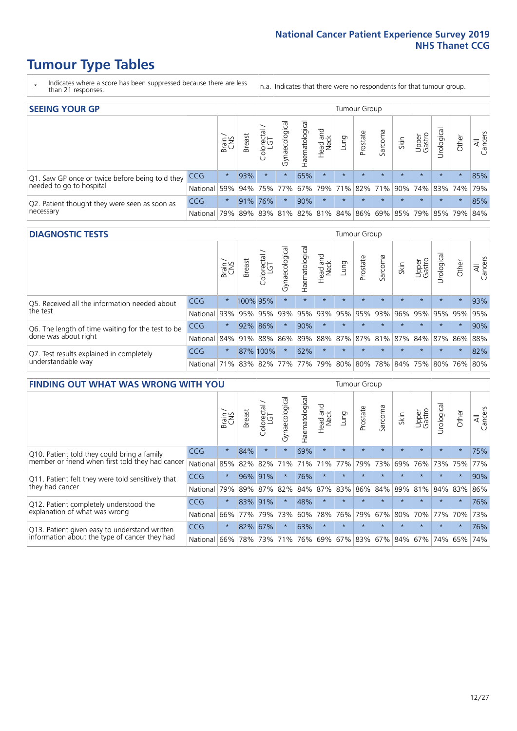# Tumour Type Tables

\* Indicates where a score has been suppressed because there are less than 21 responses.

n.a. Indicates that there were no respondents for that tumour group.

## SEEING YOUR GP

| | | Brain / CNS | Breast | Colorectal / LGT | Gynaecological | Haematological | Head and Neck | Lung | Prostate | Sarcoma | Skin | Upper Gastro | Urological | Other | All Cancers |
|---|---|---|---|---|---|---|---|---|---|---|---|---|---|---|---|
| Q1. Saw GP once or twice before being told they needed to go to hospital | CCG | * | 93% | * | * | 65% | * | * | * | * | * | * | * | * | 85% |
| | National | 59% | 94% | 75% | 77% | 67% | 79% | 71% | 82% | 71% | 90% | 74% | 83% | 74% | 79% |
| Q2. Patient thought they were seen as soon as necessary | CCG | * | 91% | 76% | * | 90% | * | * | * | * | * | * | * | * | 85% |
| | National | 79% | 89% | 83% | 81% | 82% | 81% | 84% | 86% | 69% | 85% | 79% | 85% | 79% | 84% |

## DIAGNOSTIC TESTS

| | | Brain / CNS | Breast | Colorectal / LGT | Gynaecological | Haematological | Head and Neck | Lung | Prostate | Sarcoma | Skin | Upper Gastro | Urological | Other | All Cancers |
|---|---|---|---|---|---|---|---|---|---|---|---|---|---|---|---|
| Q5. Received all the information needed about the test | CCG | * | 100% | 95% | * | * | * | * | * | * | * | * | * | * | 93% |
| | National | 93% | 95% | 95% | 93% | 95% | 93% | 95% | 95% | 93% | 96% | 95% | 95% | 95% | 95% |
| Q6. The length of time waiting for the test to be done was about right | CCG | * | 92% | 86% | * | 90% | * | * | * | * | * | * | * | * | 90% |
| | National | 84% | 91% | 88% | 86% | 89% | 88% | 87% | 87% | 81% | 87% | 84% | 87% | 86% | 88% |
| Q7. Test results explained in completely understandable way | CCG | * | 87% | 100% | * | 62% | * | * | * | * | * | * | * | * | 82% |
| | National | 71% | 83% | 82% | 77% | 77% | 79% | 80% | 80% | 78% | 84% | 75% | 80% | 76% | 80% |

## FINDING OUT WHAT WAS WRONG WITH YOU

| | | Brain / CNS | Breast | Colorectal / LGT | Gynaecological | Haematological | Head and Neck | Lung | Prostate | Sarcoma | Skin | Upper Gastro | Urological | Other | All Cancers |
|---|---|---|---|---|---|---|---|---|---|---|---|---|---|---|---|
| Q10. Patient told they could bring a family member or friend when first told they had cancer | CCG | * | 84% | * | * | 69% | * | * | * | * | * | * | * | * | 75% |
| | National | 85% | 82% | 82% | 71% | 71% | 71% | 77% | 79% | 73% | 69% | 76% | 73% | 75% | 77% |
| Q11. Patient felt they were told sensitively that they had cancer | CCG | * | 96% | 91% | * | 76% | * | * | * | * | * | * | * | * | 90% |
| | National | 79% | 89% | 87% | 82% | 84% | 87% | 83% | 86% | 84% | 89% | 81% | 84% | 83% | 86% |
| Q12. Patient completely understood the explanation of what was wrong | CCG | * | 83% | 91% | * | 48% | * | * | * | * | * | * | * | * | 76% |
| | National | 66% | 77% | 79% | 73% | 60% | 78% | 76% | 79% | 67% | 80% | 70% | 77% | 70% | 73% |
| Q13. Patient given easy to understand written information about the type of cancer they had | CCG | * | 82% | 67% | * | 63% | * | * | * | * | * | * | * | * | 76% |
| | National | 66% | 78% | 73% | 71% | 76% | 69% | 67% | 83% | 67% | 84% | 67% | 74% | 65% | 74% |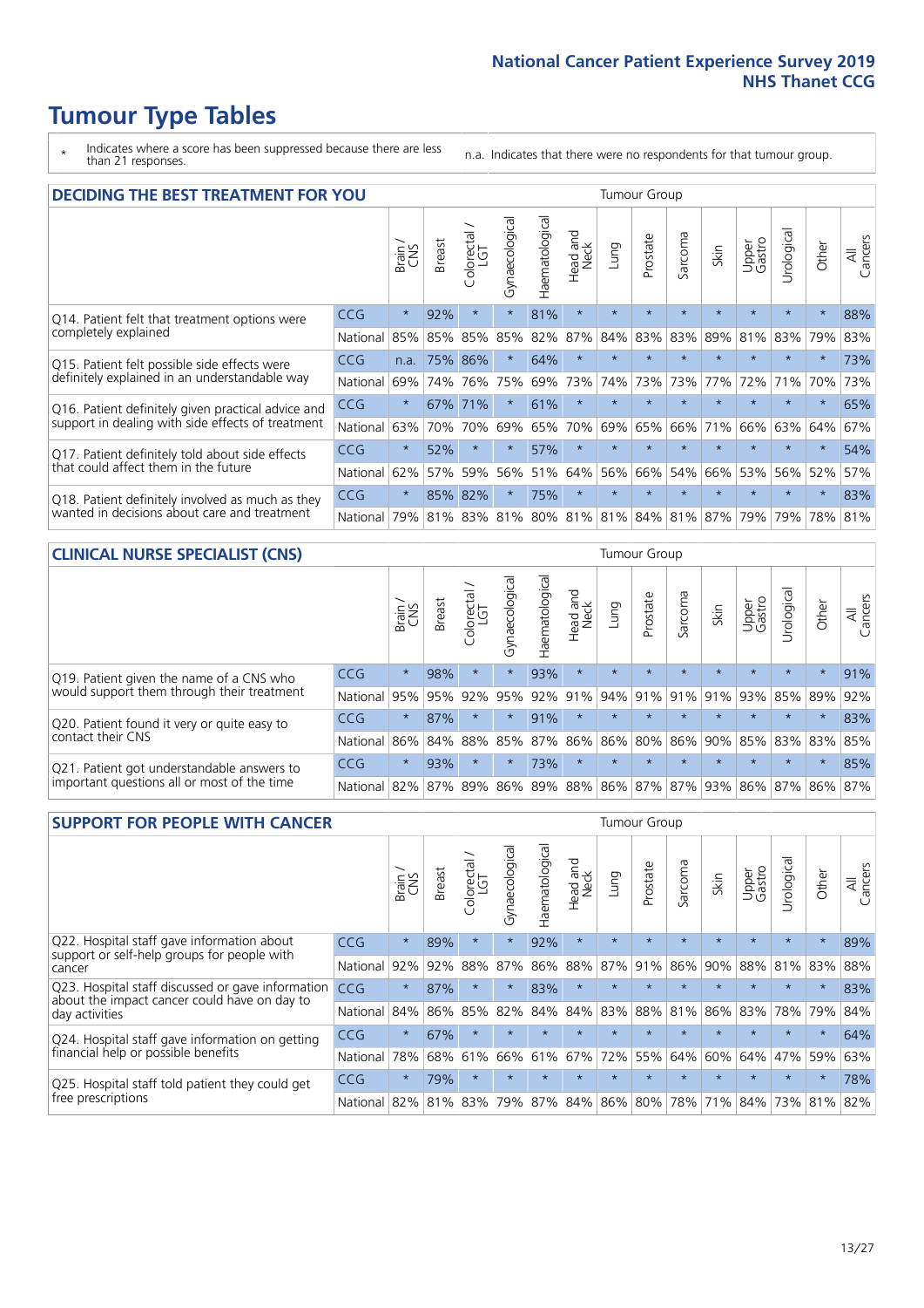# Tumour Type Tables

\* Indicates where a score has been suppressed because there are less than 21 responses.

n.a. Indicates that there were no respondents for that tumour group.

## DECIDING THE BEST TREATMENT FOR YOU

| | | Brain / CNS | Breast | Colorectal / LGT | Gynaecological | Haematological | Head and Neck | Lung | Prostate | Sarcoma | Skin | Upper Gastro | Urological | Other | All Cancers |
|---|---|---|---|---|---|---|---|---|---|---|---|---|---|---|---|
| Q14. Patient felt that treatment options were completely explained | CCG | * | 92% | * | * | 81% | * | * | * | * | * | * | * | * | 88% |
| | National | 85% | 85% | 85% | 85% | 82% | 87% | 84% | 83% | 83% | 89% | 81% | 83% | 79% | 83% |
| Q15. Patient felt possible side effects were definitely explained in an understandable way | CCG | n.a. | 75% | 86% | * | 64% | * | * | * | * | * | * | * | * | 73% |
| | National | 69% | 74% | 76% | 75% | 69% | 73% | 74% | 73% | 73% | 77% | 72% | 71% | 70% | 73% |
| Q16. Patient definitely given practical advice and support in dealing with side effects of treatment | CCG | * | 67% | 71% | * | 61% | * | * | * | * | * | * | * | * | 65% |
| | National | 63% | 70% | 70% | 69% | 65% | 70% | 69% | 65% | 66% | 71% | 66% | 63% | 64% | 67% |
| Q17. Patient definitely told about side effects that could affect them in the future | CCG | * | 52% | * | * | 57% | * | * | * | * | * | * | * | * | 54% |
| | National | 62% | 57% | 59% | 56% | 51% | 64% | 56% | 66% | 54% | 66% | 53% | 56% | 52% | 57% |
| Q18. Patient definitely involved as much as they wanted in decisions about care and treatment | CCG | * | 85% | 82% | * | 75% | * | * | * | * | * | * | * | * | 83% |
| | National | 79% | 81% | 83% | 81% | 80% | 81% | 81% | 84% | 81% | 87% | 79% | 79% | 78% | 81% |

## CLINICAL NURSE SPECIALIST (CNS)

| | | Brain / CNS | Breast | Colorectal / LGT | Gynaecological | Haematological | Head and Neck | Lung | Prostate | Sarcoma | Skin | Upper Gastro | Urological | Other | All Cancers |
|---|---|---|---|---|---|---|---|---|---|---|---|---|---|---|---|
| Q19. Patient given the name of a CNS who would support them through their treatment | CCG | * | 98% | * | * | 93% | * | * | * | * | * | * | * | * | 91% |
| | National | 95% | 95% | 92% | 95% | 92% | 91% | 94% | 91% | 91% | 91% | 93% | 85% | 89% | 92% |
| Q20. Patient found it very or quite easy to contact their CNS | CCG | * | 87% | * | * | 91% | * | * | * | * | * | * | * | * | 83% |
| | National | 86% | 84% | 88% | 85% | 87% | 86% | 86% | 80% | 86% | 90% | 85% | 83% | 83% | 85% |
| Q21. Patient got understandable answers to important questions all or most of the time | CCG | * | 93% | * | * | 73% | * | * | * | * | * | * | * | * | 85% |
| | National | 82% | 87% | 89% | 86% | 89% | 88% | 86% | 87% | 87% | 93% | 86% | 87% | 86% | 87% |

## SUPPORT FOR PEOPLE WITH CANCER

| | | Brain / CNS | Breast | Colorectal / LGT | Gynaecological | Haematological | Head and Neck | Lung | Prostate | Sarcoma | Skin | Upper Gastro | Urological | Other | All Cancers |
|---|---|---|---|---|---|---|---|---|---|---|---|---|---|---|---|
| Q22. Hospital staff gave information about support or self-help groups for people with cancer | CCG | * | 89% | * | * | 92% | * | * | * | * | * | * | * | * | 89% |
| | National | 92% | 92% | 88% | 87% | 86% | 88% | 87% | 91% | 86% | 90% | 88% | 81% | 83% | 88% |
| Q23. Hospital staff discussed or gave information about the impact cancer could have on day to day activities | CCG | * | 87% | * | * | 83% | * | * | * | * | * | * | * | * | 83% |
| | National | 84% | 86% | 85% | 82% | 84% | 84% | 83% | 88% | 81% | 86% | 83% | 78% | 79% | 84% |
| Q24. Hospital staff gave information on getting financial help or possible benefits | CCG | * | 67% | * | * | * | * | * | * | * | * | * | * | * | 64% |
| | National | 78% | 68% | 61% | 66% | 61% | 67% | 72% | 55% | 64% | 60% | 64% | 47% | 59% | 63% |
| Q25. Hospital staff told patient they could get free prescriptions | CCG | * | 79% | * | * | * | * | * | * | * | * | * | * | * | 78% |
| | National | 82% | 81% | 83% | 79% | 87% | 84% | 86% | 80% | 78% | 71% | 84% | 73% | 81% | 82% |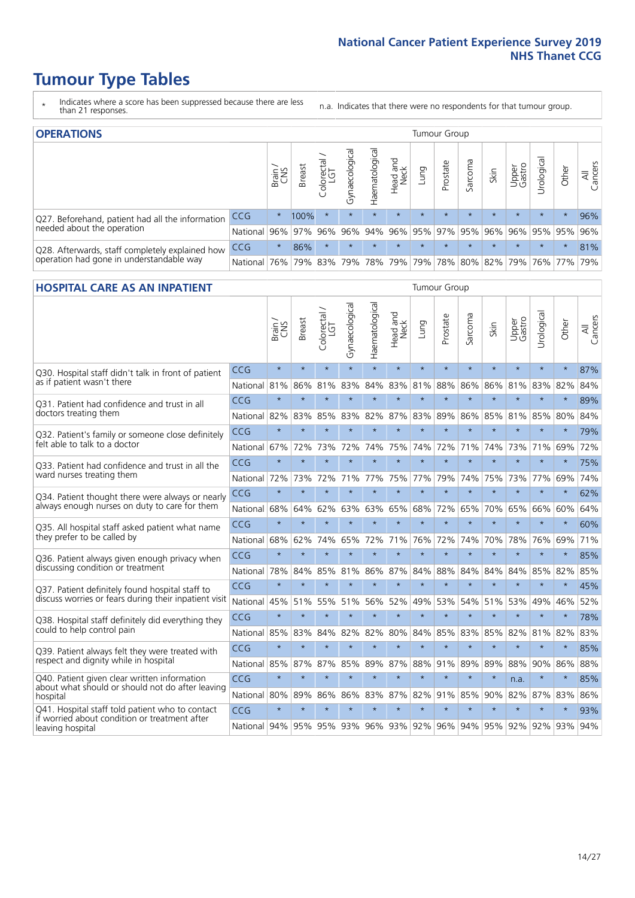# Tumour Type Tables

\* Indicates where a score has been suppressed because there are less than 21 responses.

n.a. Indicates that there were no respondents for that tumour group.

## OPERATIONS

| | | Brain / CNS | Breast | Colorectal / LGT | Gynaecological | Haematological | Head and Neck | Lung | Prostate | Sarcoma | Skin | Upper Gastro | Urological | Other | All Cancers |
|---|---|---|---|---|---|---|---|---|---|---|---|---|---|---|---|
| Q27. Beforehand, patient had all the information needed about the operation | CCG | * | 100% | * | * | * | * | * | * | * | * | * | * | * | 96% |
| | National | 96% | 97% | 96% | 96% | 94% | 96% | 95% | 97% | 95% | 96% | 96% | 95% | 95% | 96% |
| Q28. Afterwards, staff completely explained how operation had gone in understandable way | CCG | * | 86% | * | * | * | * | * | * | * | * | * | * | * | 81% |
| | National | 76% | 79% | 83% | 79% | 78% | 79% | 79% | 78% | 80% | 82% | 79% | 76% | 77% | 79% |

## HOSPITAL CARE AS AN INPATIENT

| | | Brain / CNS | Breast | Colorectal / LGT | Gynaecological | Haematological | Head and Neck | Lung | Prostate | Sarcoma | Skin | Upper Gastro | Urological | Other | All Cancers |
|---|---|---|---|---|---|---|---|---|---|---|---|---|---|---|---|
| Q30. Hospital staff didn't talk in front of patient as if patient wasn't there | CCG | * | * | * | * | * | * | * | * | * | * | * | * | * | 87% |
| | National | 81% | 86% | 81% | 83% | 84% | 83% | 81% | 88% | 86% | 86% | 81% | 83% | 82% | 84% |
| Q31. Patient had confidence and trust in all doctors treating them | CCG | * | * | * | * | * | * | * | * | * | * | * | * | * | 89% |
| | National | 82% | 83% | 85% | 83% | 82% | 87% | 83% | 89% | 86% | 85% | 81% | 85% | 80% | 84% |
| Q32. Patient's family or someone close definitely felt able to talk to a doctor | CCG | * | * | * | * | * | * | * | * | * | * | * | * | * | 79% |
| | National | 67% | 72% | 73% | 72% | 74% | 75% | 74% | 72% | 71% | 74% | 73% | 71% | 69% | 72% |
| Q33. Patient had confidence and trust in all the ward nurses treating them | CCG | * | * | * | * | * | * | * | * | * | * | * | * | * | 75% |
| | National | 72% | 73% | 72% | 71% | 77% | 75% | 77% | 79% | 74% | 75% | 73% | 77% | 69% | 74% |
| Q34. Patient thought there were always or nearly always enough nurses on duty to care for them | CCG | * | * | * | * | * | * | * | * | * | * | * | * | * | 62% |
| | National | 68% | 64% | 62% | 63% | 63% | 65% | 68% | 72% | 65% | 70% | 65% | 66% | 60% | 64% |
| Q35. All hospital staff asked patient what name they prefer to be called by | CCG | * | * | * | * | * | * | * | * | * | * | * | * | * | 60% |
| | National | 68% | 62% | 74% | 65% | 72% | 71% | 76% | 72% | 74% | 70% | 78% | 76% | 69% | 71% |
| Q36. Patient always given enough privacy when discussing condition or treatment | CCG | * | * | * | * | * | * | * | * | * | * | * | * | * | 85% |
| | National | 78% | 84% | 85% | 81% | 86% | 87% | 84% | 88% | 84% | 84% | 84% | 85% | 82% | 85% |
| Q37. Patient definitely found hospital staff to discuss worries or fears during their inpatient visit | CCG | * | * | * | * | * | * | * | * | * | * | * | * | * | 45% |
| | National | 45% | 51% | 55% | 51% | 56% | 52% | 49% | 53% | 54% | 51% | 53% | 49% | 46% | 52% |
| Q38. Hospital staff definitely did everything they could to help control pain | CCG | * | * | * | * | * | * | * | * | * | * | * | * | * | 78% |
| | National | 85% | 83% | 84% | 82% | 82% | 80% | 84% | 85% | 83% | 85% | 82% | 81% | 82% | 83% |
| Q39. Patient always felt they were treated with respect and dignity while in hospital | CCG | * | * | * | * | * | * | * | * | * | * | * | * | * | 85% |
| | National | 85% | 87% | 87% | 85% | 89% | 87% | 88% | 91% | 89% | 89% | 88% | 90% | 86% | 88% |
| Q40. Patient given clear written information about what should or should not do after leaving hospital | CCG | * | * | * | * | * | * | * | * | * | * | n.a. | * | * | 85% |
| | National | 80% | 89% | 86% | 86% | 83% | 87% | 82% | 91% | 85% | 90% | 82% | 87% | 83% | 86% |
| Q41. Hospital staff told patient who to contact if worried about condition or treatment after leaving hospital | CCG | * | * | * | * | * | * | * | * | * | * | * | * | * | 93% |
| | National | 94% | 95% | 95% | 93% | 96% | 93% | 92% | 96% | 94% | 95% | 92% | 92% | 93% | 94% |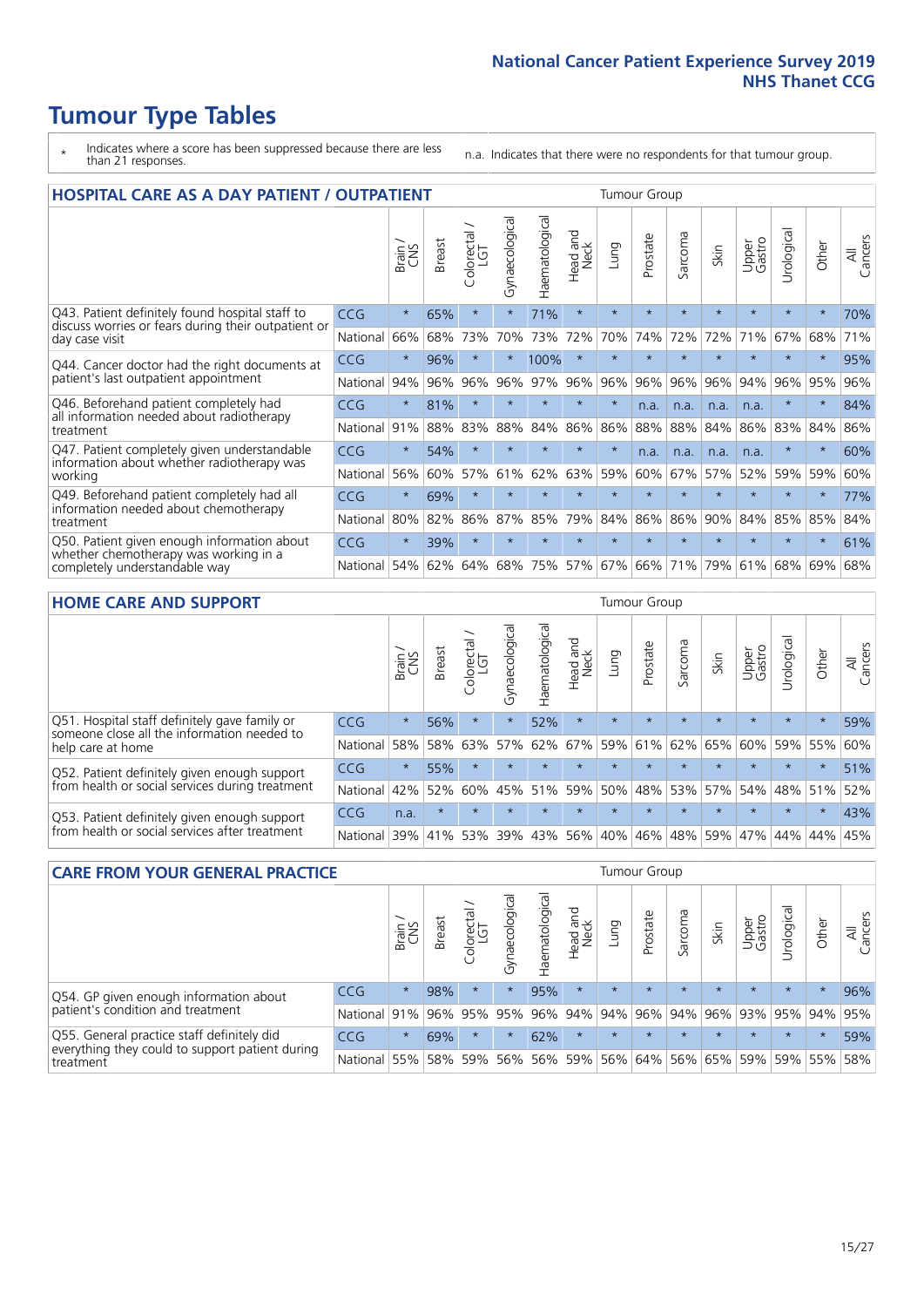# Tumour Type Tables

\* Indicates where a score has been suppressed because there are less than 21 responses.

n.a. Indicates that there were no respondents for that tumour group.

## HOSPITAL CARE AS A DAY PATIENT / OUTPATIENT

| | | Brain / CNS | Breast | Colorectal / LGT | Gynaecological | Haematological | Head and Neck | Lung | Prostate | Sarcoma | Skin | Upper Gastro | Urological | Other | All Cancers |
|---|---|---|---|---|---|---|---|---|---|---|---|---|---|---|---|
| Q43. Patient definitely found hospital staff to discuss worries or fears during their outpatient or day case visit | CCG | * | 65% | * | * | 71% | * | * | * | * | * | * | * | * | 70% |
| | National | 66% | 68% | 73% | 70% | 73% | 72% | 70% | 74% | 72% | 72% | 71% | 67% | 68% | 71% |
| Q44. Cancer doctor had the right documents at patient's last outpatient appointment | CCG | * | 96% | * | * | 100% | * | * | * | * | * | * | * | * | 95% |
| | National | 94% | 96% | 96% | 96% | 97% | 96% | 96% | 96% | 96% | 96% | 94% | 96% | 95% | 96% |
| Q46. Beforehand patient completely had all information needed about radiotherapy treatment | CCG | * | 81% | * | * | * | * | * | n.a. | n.a. | n.a. | n.a. | * | * | 84% |
| | National | 91% | 88% | 83% | 88% | 84% | 86% | 86% | 88% | 88% | 84% | 86% | 83% | 84% | 86% |
| Q47. Patient completely given understandable information about whether radiotherapy was working | CCG | * | 54% | * | * | * | * | * | n.a. | n.a. | n.a. | n.a. | * | * | 60% |
| | National | 56% | 60% | 57% | 61% | 62% | 63% | 59% | 60% | 67% | 57% | 52% | 59% | 59% | 60% |
| Q49. Beforehand patient completely had all information needed about chemotherapy treatment | CCG | * | 69% | * | * | * | * | * | * | * | * | * | * | * | 77% |
| | National | 80% | 82% | 86% | 87% | 85% | 79% | 84% | 86% | 86% | 90% | 84% | 85% | 85% | 84% |
| Q50. Patient given enough information about whether chemotherapy was working in a completely understandable way | CCG | * | 39% | * | * | * | * | * | * | * | * | * | * | * | 61% |
| | National | 54% | 62% | 64% | 68% | 75% | 57% | 67% | 66% | 71% | 79% | 61% | 68% | 69% | 68% |

## HOME CARE AND SUPPORT

| | | Brain / CNS | Breast | Colorectal / LGT | Gynaecological | Haematological | Head and Neck | Lung | Prostate | Sarcoma | Skin | Upper Gastro | Urological | Other | All Cancers |
|---|---|---|---|---|---|---|---|---|---|---|---|---|---|---|---|
| Q51. Hospital staff definitely gave family or someone close all the information needed to help care at home | CCG | * | 56% | * | * | 52% | * | * | * | * | * | * | * | * | 59% |
| | National | 58% | 58% | 63% | 57% | 62% | 67% | 59% | 61% | 62% | 65% | 60% | 59% | 55% | 60% |
| Q52. Patient definitely given enough support from health or social services during treatment | CCG | * | 55% | * | * | * | * | * | * | * | * | * | * | * | 51% |
| | National | 42% | 52% | 60% | 45% | 51% | 59% | 50% | 48% | 53% | 57% | 54% | 48% | 51% | 52% |
| Q53. Patient definitely given enough support from health or social services after treatment | CCG | n.a. | * | * | * | * | * | * | * | * | * | * | * | * | 43% |
| | National | 39% | 41% | 53% | 39% | 43% | 56% | 40% | 46% | 48% | 59% | 47% | 44% | 44% | 45% |

## CARE FROM YOUR GENERAL PRACTICE

| | | Brain / CNS | Breast | Colorectal / LGT | Gynaecological | Haematological | Head and Neck | Lung | Prostate | Sarcoma | Skin | Upper Gastro | Urological | Other | All Cancers |
|---|---|---|---|---|---|---|---|---|---|---|---|---|---|---|---|
| Q54. GP given enough information about patient's condition and treatment | CCG | * | 98% | * | * | 95% | * | * | * | * | * | * | * | * | 96% |
| | National | 91% | 96% | 95% | 95% | 96% | 94% | 94% | 96% | 94% | 96% | 93% | 95% | 94% | 95% |
| Q55. General practice staff definitely did everything they could to support patient during treatment | CCG | * | 69% | * | * | 62% | * | * | * | * | * | * | * | * | 59% |
| | National | 55% | 58% | 59% | 56% | 56% | 59% | 56% | 64% | 56% | 65% | 59% | 59% | 55% | 58% |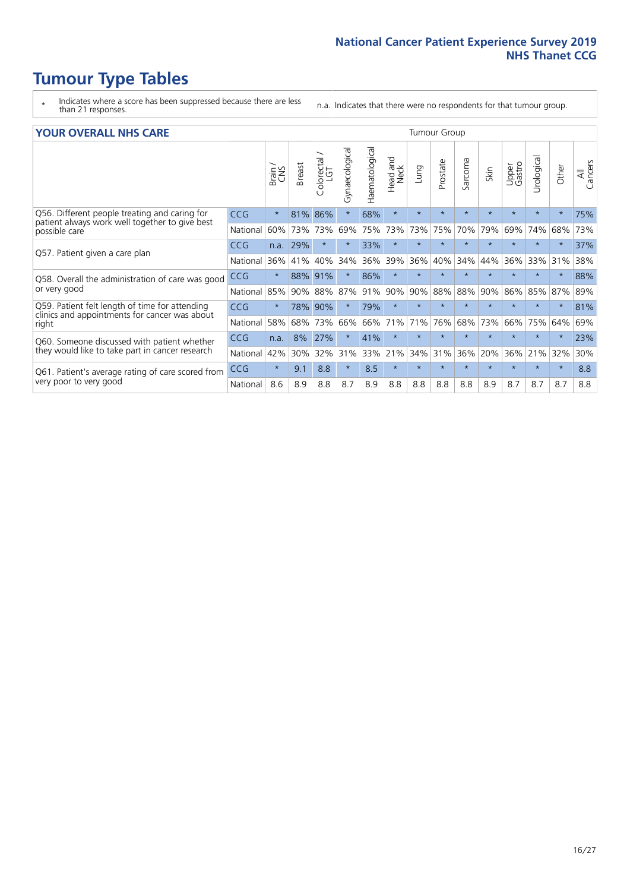# Tumour Type Tables

- \* Indicates where a score has been suppressed because there are less than 21 responses.
- n.a. Indicates that there were no respondents for that tumour group.

## YOUR OVERALL NHS CARE

| | | Brain / CNS | Breast | Colorectal / LGT | Gynaecological | Haematological | Head and Neck | Lung | Prostate | Sarcoma | Skin | Upper Gastro | Urological | Other | All Cancers |
|---|---|---|---|---|---|---|---|---|---|---|---|---|---|---|---|
| Q56. Different people treating and caring for patient always work well together to give best possible care | CCG | * | 81% | 86% | * | 68% | * | * | * | * | * | * | * | * | 75% |
| | National | 60% | 73% | 73% | 69% | 75% | 73% | 73% | 75% | 70% | 79% | 69% | 74% | 68% | 73% |
| Q57. Patient given a care plan | CCG | n.a. | 29% | * | * | 33% | * | * | * | * | * | * | * | * | 37% |
| | National | 36% | 41% | 40% | 34% | 36% | 39% | 36% | 40% | 34% | 44% | 36% | 33% | 31% | 38% |
| Q58. Overall the administration of care was good or very good | CCG | * | 88% | 91% | * | 86% | * | * | * | * | * | * | * | * | 88% |
| | National | 85% | 90% | 88% | 87% | 91% | 90% | 90% | 88% | 88% | 90% | 86% | 85% | 87% | 89% |
| Q59. Patient felt length of time for attending clinics and appointments for cancer was about right | CCG | * | 78% | 90% | * | 79% | * | * | * | * | * | * | * | * | 81% |
| | National | 58% | 68% | 73% | 66% | 66% | 71% | 71% | 76% | 68% | 73% | 66% | 75% | 64% | 69% |
| Q60. Someone discussed with patient whether they would like to take part in cancer research | CCG | n.a. | 8% | 27% | * | 41% | * | * | * | * | * | * | * | * | 23% |
| | National | 42% | 30% | 32% | 31% | 33% | 21% | 34% | 31% | 36% | 20% | 36% | 21% | 32% | 30% |
| Q61. Patient's average rating of care scored from very poor to very good | CCG | * | 9.1 | 8.8 | * | 8.5 | * | * | * | * | * | * | * | * | 8.8 |
| | National | 8.6 | 8.9 | 8.8 | 8.7 | 8.9 | 8.8 | 8.8 | 8.8 | 8.8 | 8.9 | 8.7 | 8.7 | 8.7 | 8.8 |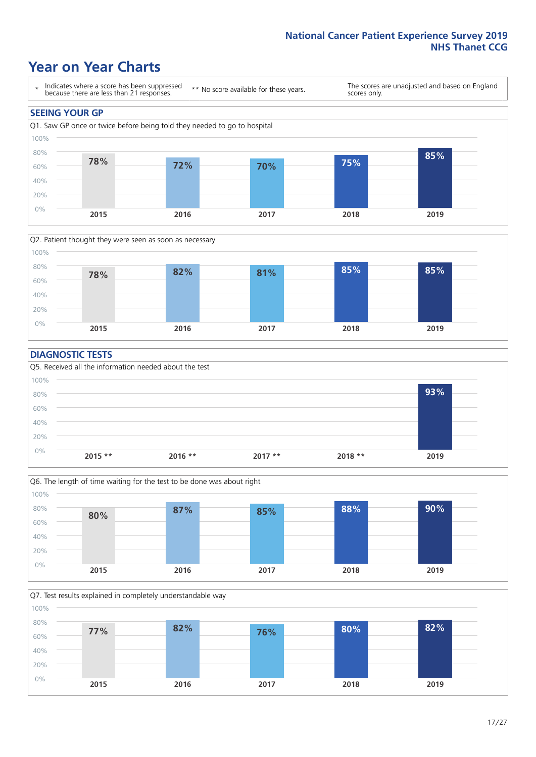# Year on Year Charts

\* Indicates where a score has been suppressed because there are less than 21 responses.

\*\* No score available for these years.

The scores are unadjusted and based on England scores only.

## SEEING YOUR GP

Q1. Saw GP once or twice before being told they needed to go to hospital

| 2015 | 2016 | 2017 | 2018 | 2019 |
|---|---|---|---|---|
| 78% | 72% | 70% | 75% | 85% |

Q2. Patient thought they were seen as soon as necessary

| 2015 | 2016 | 2017 | 2018 | 2019 |
|---|---|---|---|---|
| 78% | 82% | 81% | 85% | 85% |

## DIAGNOSTIC TESTS

Q5. Received all the information needed about the test

| 2015 ** | 2016 ** | 2017 ** | 2018 ** | 2019 |
|---|---|---|---|---|
| | | | | 93% |

Q6. The length of time waiting for the test to be done was about right

| 2015 | 2016 | 2017 | 2018 | 2019 |
|---|---|---|---|---|
| 80% | 87% | 85% | 88% | 90% |

Q7. Test results explained in completely understandable way

| 2015 | 2016 | 2017 | 2018 | 2019 |
|---|---|---|---|---|
| 77% | 82% | 76% | 80% | 82% |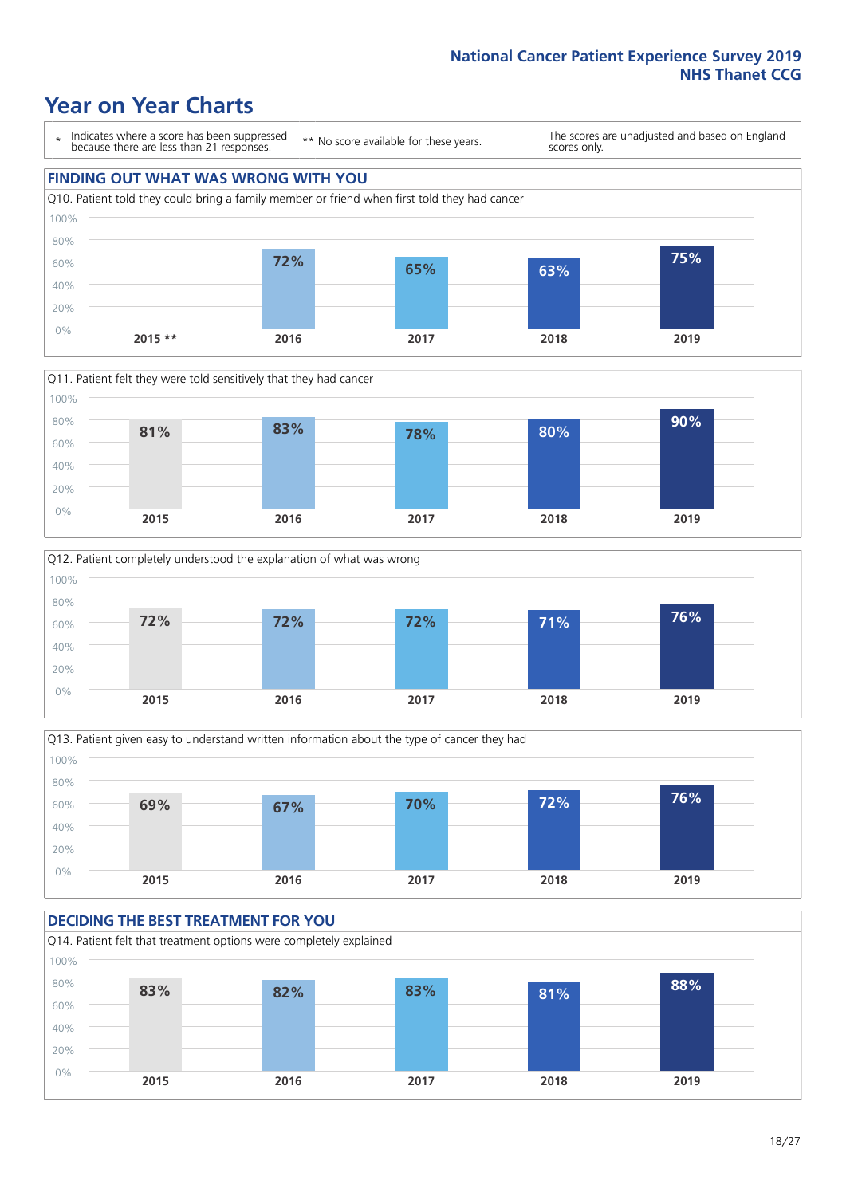# Year on Year Charts

\* Indicates where a score has been suppressed because there are less than 21 responses.

** No score available for these years.

The scores are unadjusted and based on England scores only.

## FINDING OUT WHAT WAS WRONG WITH YOU

Q10. Patient told they could bring a family member or friend when first told they had cancer

| 2015 ** | 2016 | 2017 | 2018 | 2019 |
|---|---|---|---|---|
| | 72% | 65% | 63% | 75% |

Q11. Patient felt they were told sensitively that they had cancer

| 2015 | 2016 | 2017 | 2018 | 2019 |
|---|---|---|---|---|
| 81% | 83% | 78% | 80% | 90% |

Q12. Patient completely understood the explanation of what was wrong

| 2015 | 2016 | 2017 | 2018 | 2019 |
|---|---|---|---|---|
| 72% | 72% | 72% | 71% | 76% |

Q13. Patient given easy to understand written information about the type of cancer they had

| 2015 | 2016 | 2017 | 2018 | 2019 |
|---|---|---|---|---|
| 69% | 67% | 70% | 72% | 76% |

## DECIDING THE BEST TREATMENT FOR YOU

Q14. Patient felt that treatment options were completely explained

| 2015 | 2016 | 2017 | 2018 | 2019 |
|---|---|---|---|---|
| 83% | 82% | 83% | 81% | 88% |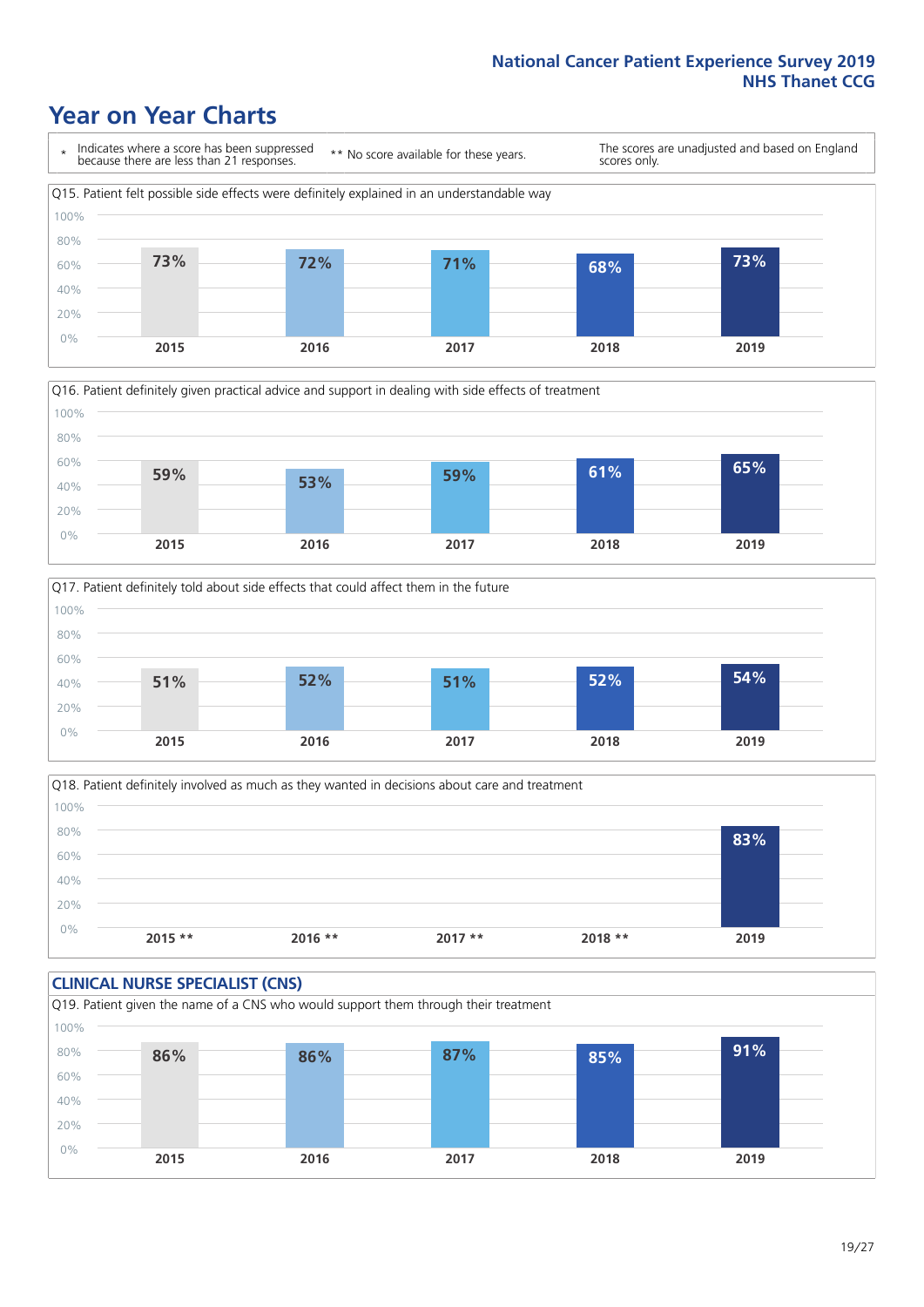# Year on Year Charts

\* Indicates where a score has been suppressed because there are less than 21 responses.

** No score available for these years.

The scores are unadjusted and based on England scores only.

Q15. Patient felt possible side effects were definitely explained in an understandable way

| 2015 | 2016 | 2017 | 2018 | 2019 |
|---|---|---|---|---|
| 73% | 72% | 71% | 68% | 73% |

Q16. Patient definitely given practical advice and support in dealing with side effects of treatment

| 2015 | 2016 | 2017 | 2018 | 2019 |
|---|---|---|---|---|
| 59% | 53% | 59% | 61% | 65% |

Q17. Patient definitely told about side effects that could affect them in the future

| 2015 | 2016 | 2017 | 2018 | 2019 |
|---|---|---|---|---|
| 51% | 52% | 51% | 52% | 54% |

Q18. Patient definitely involved as much as they wanted in decisions about care and treatment

| 2015 ** | 2016 ** | 2017 ** | 2018 ** | 2019 |
|---|---|---|---|---|
| | | | | 83% |

## CLINICAL NURSE SPECIALIST (CNS)

Q19. Patient given the name of a CNS who would support them through their treatment

| 2015 | 2016 | 2017 | 2018 | 2019 |
|---|---|---|---|---|
| 86% | 86% | 87% | 85% | 91% |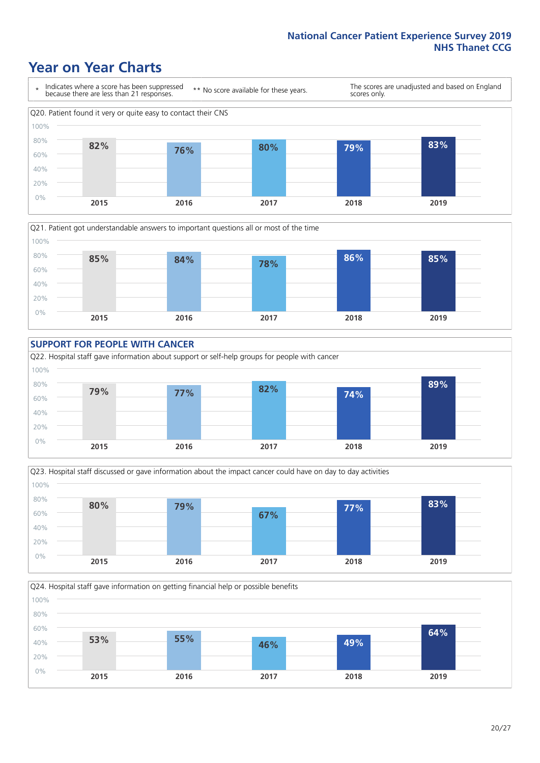# Year on Year Charts

\* Indicates where a score has been suppressed because there are less than 21 responses.

** No score available for these years.

The scores are unadjusted and based on England scores only.

Q20. Patient found it very or quite easy to contact their CNS

| 2015 | 2016 | 2017 | 2018 | 2019 |
|---|---|---|---|---|
| 82% | 76% | 80% | 79% | 83% |

Q21. Patient got understandable answers to important questions all or most of the time

| 2015 | 2016 | 2017 | 2018 | 2019 |
|---|---|---|---|---|
| 85% | 84% | 78% | 86% | 85% |

## SUPPORT FOR PEOPLE WITH CANCER

Q22. Hospital staff gave information about support or self-help groups for people with cancer

| 2015 | 2016 | 2017 | 2018 | 2019 |
|---|---|---|---|---|
| 79% | 77% | 82% | 74% | 89% |

Q23. Hospital staff discussed or gave information about the impact cancer could have on day to day activities

| 2015 | 2016 | 2017 | 2018 | 2019 |
|---|---|---|---|---|
| 80% | 79% | 67% | 77% | 83% |

Q24. Hospital staff gave information on getting financial help or possible benefits

| 2015 | 2016 | 2017 | 2018 | 2019 |
|---|---|---|---|---|
| 53% | 55% | 46% | 49% | 64% |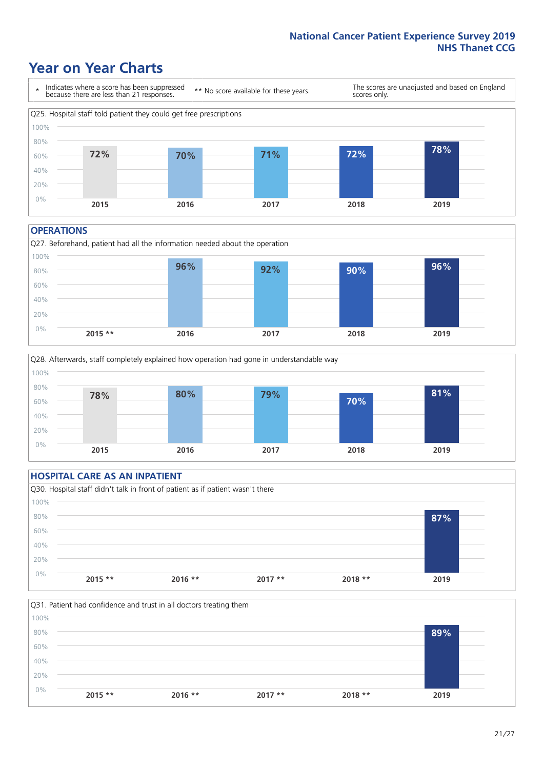# Year on Year Charts

\* Indicates where a score has been suppressed because there are less than 21 responses.

\*\* No score available for these years.

The scores are unadjusted and based on England scores only.

Q25. Hospital staff told patient they could get free prescriptions

| 2015 | 2016 | 2017 | 2018 | 2019 |
|---|---|---|---|---|
| 72% | 70% | 71% | 72% | 78% |

## OPERATIONS

Q27. Beforehand, patient had all the information needed about the operation

| 2015 ** | 2016 | 2017 | 2018 | 2019 |
|---|---|---|---|---|
| | 96% | 92% | 90% | 96% |

Q28. Afterwards, staff completely explained how operation had gone in understandable way

| 2015 | 2016 | 2017 | 2018 | 2019 |
|---|---|---|---|---|
| 78% | 80% | 79% | 70% | 81% |

## HOSPITAL CARE AS AN INPATIENT

Q30. Hospital staff didn't talk in front of patient as if patient wasn't there

| 2015 ** | 2016 ** | 2017 ** | 2018 ** | 2019 |
|---|---|---|---|---|
| | | | | 87% |

Q31. Patient had confidence and trust in all doctors treating them

| 2015 ** | 2016 ** | 2017 ** | 2018 ** | 2019 |
|---|---|---|---|---|
| | | | | 89% |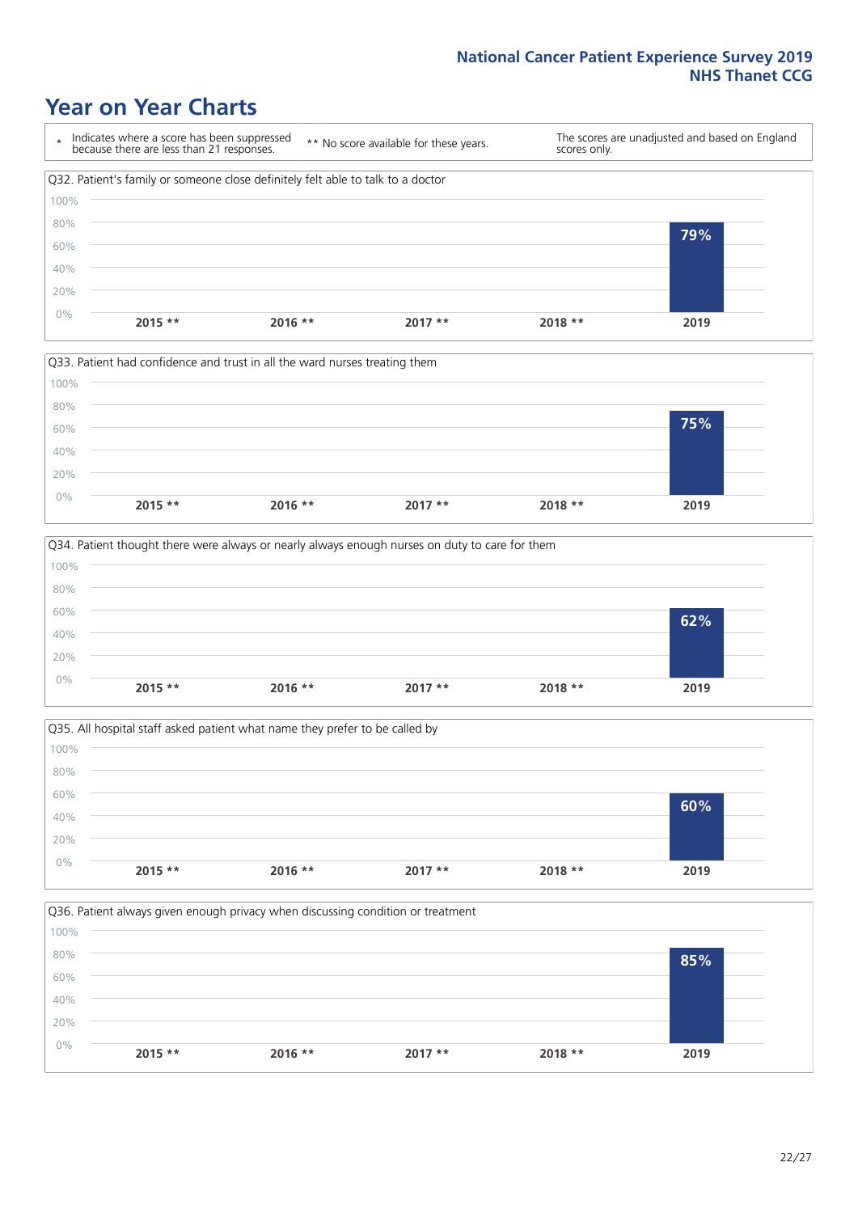# Year on Year Charts

\* Indicates where a score has been suppressed because there are less than 21 responses.

** No score available for these years.

The scores are unadjusted and based on England scores only.

Q32. Patient's family or someone close definitely felt able to talk to a doctor

| 2015 ** | 2016 ** | 2017 ** | 2018 ** | 2019 |
|---|---|---|---|---|
| | | | | 79% |

Q33. Patient had confidence and trust in all the ward nurses treating them

| 2015 ** | 2016 ** | 2017 ** | 2018 ** | 2019 |
|---|---|---|---|---|
| | | | | 75% |

Q34. Patient thought there were always or nearly always enough nurses on duty to care for them

| 2015 ** | 2016 ** | 2017 ** | 2018 ** | 2019 |
|---|---|---|---|---|
| | | | | 62% |

Q35. All hospital staff asked patient what name they prefer to be called by

| 2015 ** | 2016 ** | 2017 ** | 2018 ** | 2019 |
|---|---|---|---|---|
| | | | | 60% |

Q36. Patient always given enough privacy when discussing condition or treatment

| 2015 ** | 2016 ** | 2017 ** | 2018 ** | 2019 |
|---|---|---|---|---|
| | | | | 85% |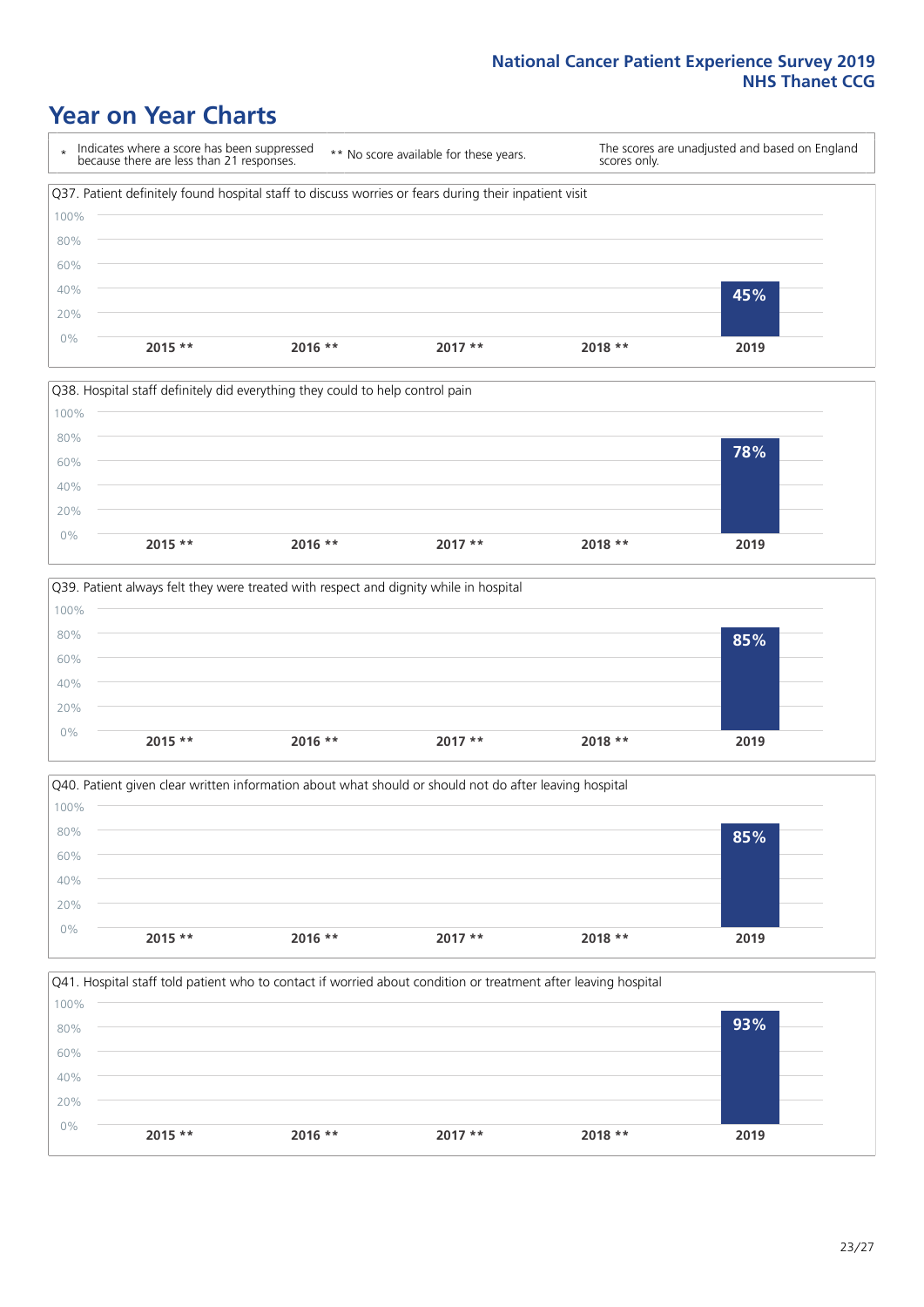# Year on Year Charts

\* Indicates where a score has been suppressed because there are less than 21 responses.

** No score available for these years.

The scores are unadjusted and based on England scores only.

Q37. Patient definitely found hospital staff to discuss worries or fears during their inpatient visit

| 2015 ** | 2016 ** | 2017 ** | 2018 ** | 2019 |
|---|---|---|---|---|
| | | | | 45% |

Q38. Hospital staff definitely did everything they could to help control pain

| 2015 ** | 2016 ** | 2017 ** | 2018 ** | 2019 |
|---|---|---|---|---|
| | | | | 78% |

Q39. Patient always felt they were treated with respect and dignity while in hospital

| 2015 ** | 2016 ** | 2017 ** | 2018 ** | 2019 |
|---|---|---|---|---|
| | | | | 85% |

Q40. Patient given clear written information about what should or should not do after leaving hospital

| 2015 ** | 2016 ** | 2017 ** | 2018 ** | 2019 |
|---|---|---|---|---|
| | | | | 85% |

Q41. Hospital staff told patient who to contact if worried about condition or treatment after leaving hospital

| 2015 ** | 2016 ** | 2017 ** | 2018 ** | 2019 |
|---|---|---|---|---|
| | | | | 93% |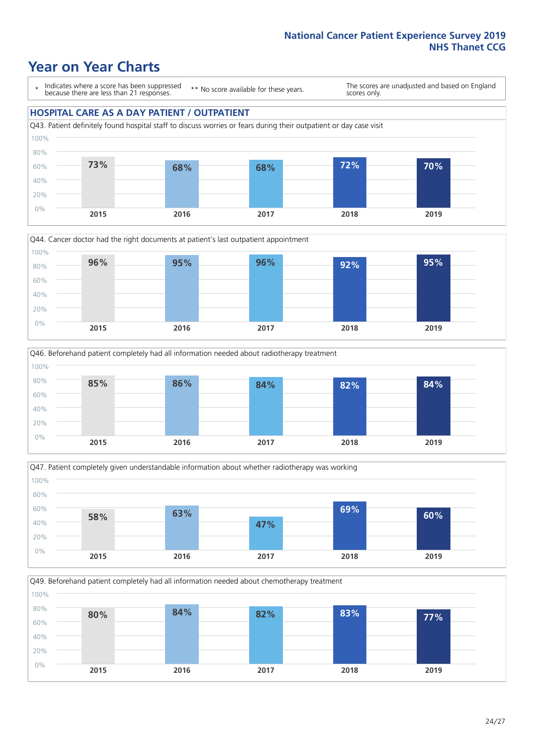# Year on Year Charts

\* Indicates where a score has been suppressed because there are less than 21 responses.

\*\* No score available for these years.

The scores are unadjusted and based on England scores only.

## HOSPITAL CARE AS A DAY PATIENT / OUTPATIENT

Q43. Patient definitely found hospital staff to discuss worries or fears during their outpatient or day case visit

| 2015 | 2016 | 2017 | 2018 | 2019 |
|---|---|---|---|---|
| 73% | 68% | 68% | 72% | 70% |

Q44. Cancer doctor had the right documents at patient's last outpatient appointment

| 2015 | 2016 | 2017 | 2018 | 2019 |
|---|---|---|---|---|
| 96% | 95% | 96% | 92% | 95% |

Q46. Beforehand patient completely had all information needed about radiotherapy treatment

| 2015 | 2016 | 2017 | 2018 | 2019 |
|---|---|---|---|---|
| 85% | 86% | 84% | 82% | 84% |

Q47. Patient completely given understandable information about whether radiotherapy was working

| 2015 | 2016 | 2017 | 2018 | 2019 |
|---|---|---|---|---|
| 58% | 63% | 47% | 69% | 60% |

Q49. Beforehand patient completely had all information needed about chemotherapy treatment

| 2015 | 2016 | 2017 | 2018 | 2019 |
|---|---|---|---|---|
| 80% | 84% | 82% | 83% | 77% |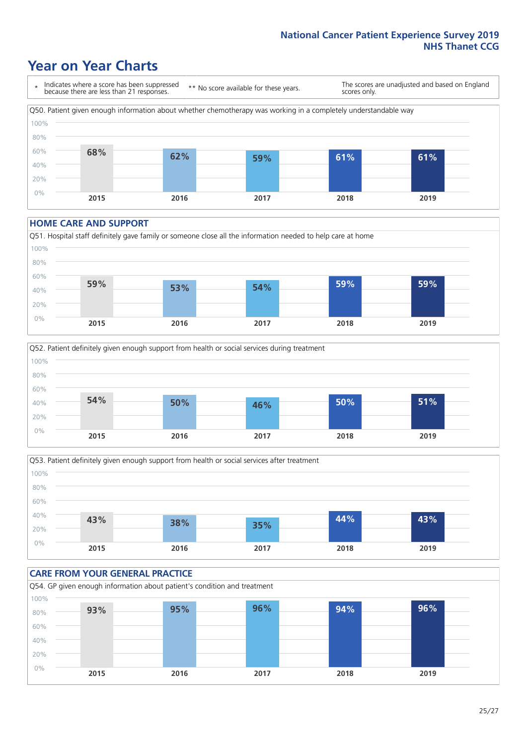# Year on Year Charts

\* Indicates where a score has been suppressed because there are less than 21 responses.

** No score available for these years.

The scores are unadjusted and based on England scores only.

Q50. Patient given enough information about whether chemotherapy was working in a completely understandable way

| 2015 | 2016 | 2017 | 2018 | 2019 |
|---|---|---|---|---|
| 68% | 62% | 59% | 61% | 61% |

## HOME CARE AND SUPPORT

Q51. Hospital staff definitely gave family or someone close all the information needed to help care at home

| 2015 | 2016 | 2017 | 2018 | 2019 |
|---|---|---|---|---|
| 59% | 53% | 54% | 59% | 59% |

Q52. Patient definitely given enough support from health or social services during treatment

| 2015 | 2016 | 2017 | 2018 | 2019 |
|---|---|---|---|---|
| 54% | 50% | 46% | 50% | 51% |

Q53. Patient definitely given enough support from health or social services after treatment

| 2015 | 2016 | 2017 | 2018 | 2019 |
|---|---|---|---|---|
| 43% | 38% | 35% | 44% | 43% |

## CARE FROM YOUR GENERAL PRACTICE

Q54. GP given enough information about patient's condition and treatment

| 2015 | 2016 | 2017 | 2018 | 2019 |
|---|---|---|---|---|
| 93% | 95% | 96% | 94% | 96% |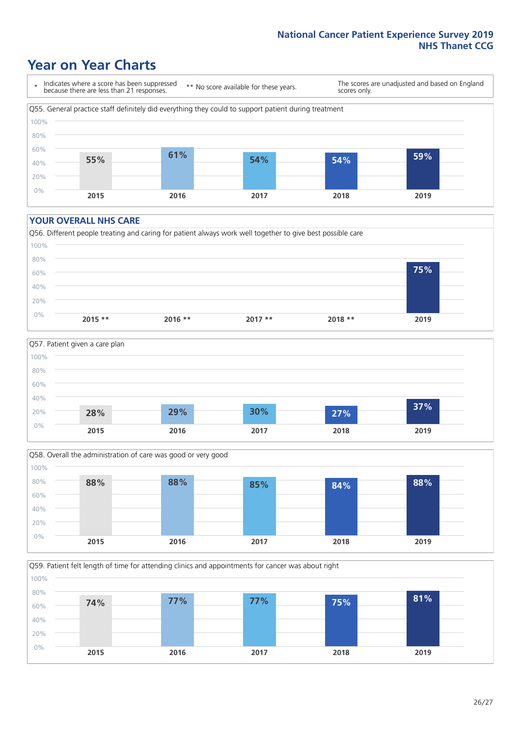# Year on Year Charts

\* Indicates where a score has been suppressed because there are less than 21 responses.

\*\* No score available for these years.

The scores are unadjusted and based on England scores only.

Q55. General practice staff definitely did everything they could to support patient during treatment

| 2015 | 2016 | 2017 | 2018 | 2019 |
|---|---|---|---|---|
| 55% | 61% | 54% | 54% | 59% |

## YOUR OVERALL NHS CARE

Q56. Different people treating and caring for patient always work well together to give best possible care

| 2015 ** | 2016 ** | 2017 ** | 2018 ** | 2019 |
|---|---|---|---|---|
| | | | | 75% |

Q57. Patient given a care plan

| 2015 | 2016 | 2017 | 2018 | 2019 |
|---|---|---|---|---|
| 28% | 29% | 30% | 27% | 37% |

Q58. Overall the administration of care was good or very good

| 2015 | 2016 | 2017 | 2018 | 2019 |
|---|---|---|---|---|
| 88% | 88% | 85% | 84% | 88% |

Q59. Patient felt length of time for attending clinics and appointments for cancer was about right

| 2015 | 2016 | 2017 | 2018 | 2019 |
|---|---|---|---|---|
| 74% | 77% | 77% | 75% | 81% |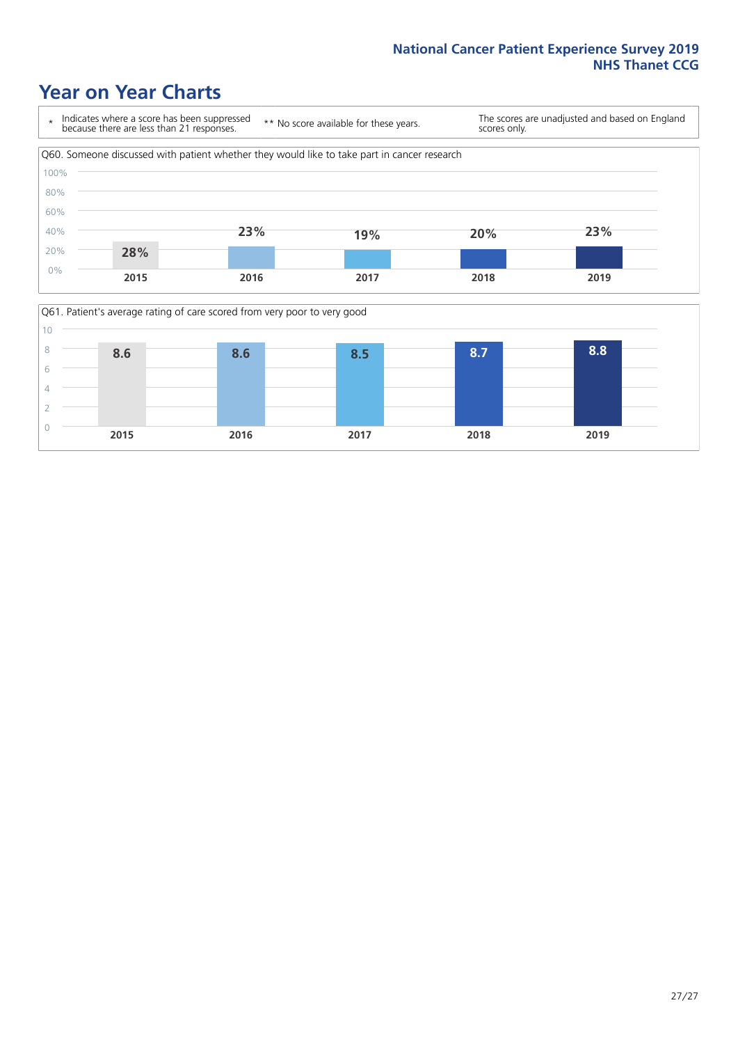# Year on Year Charts

\* Indicates where a score has been suppressed because there are less than 21 responses.

** No score available for these years.

The scores are unadjusted and based on England scores only.

Q60. Someone discussed with patient whether they would like to take part in cancer research

100%
80%
60%
40%
20%
0%

28% 2015
23% 2016
19% 2017
20% 2018
23% 2019

Q61. Patient's average rating of care scored from very poor to very good

10
8
6
4
2
0

8.6 2015
8.6 2016
8.5 2017
8.7 2018
8.8 2019